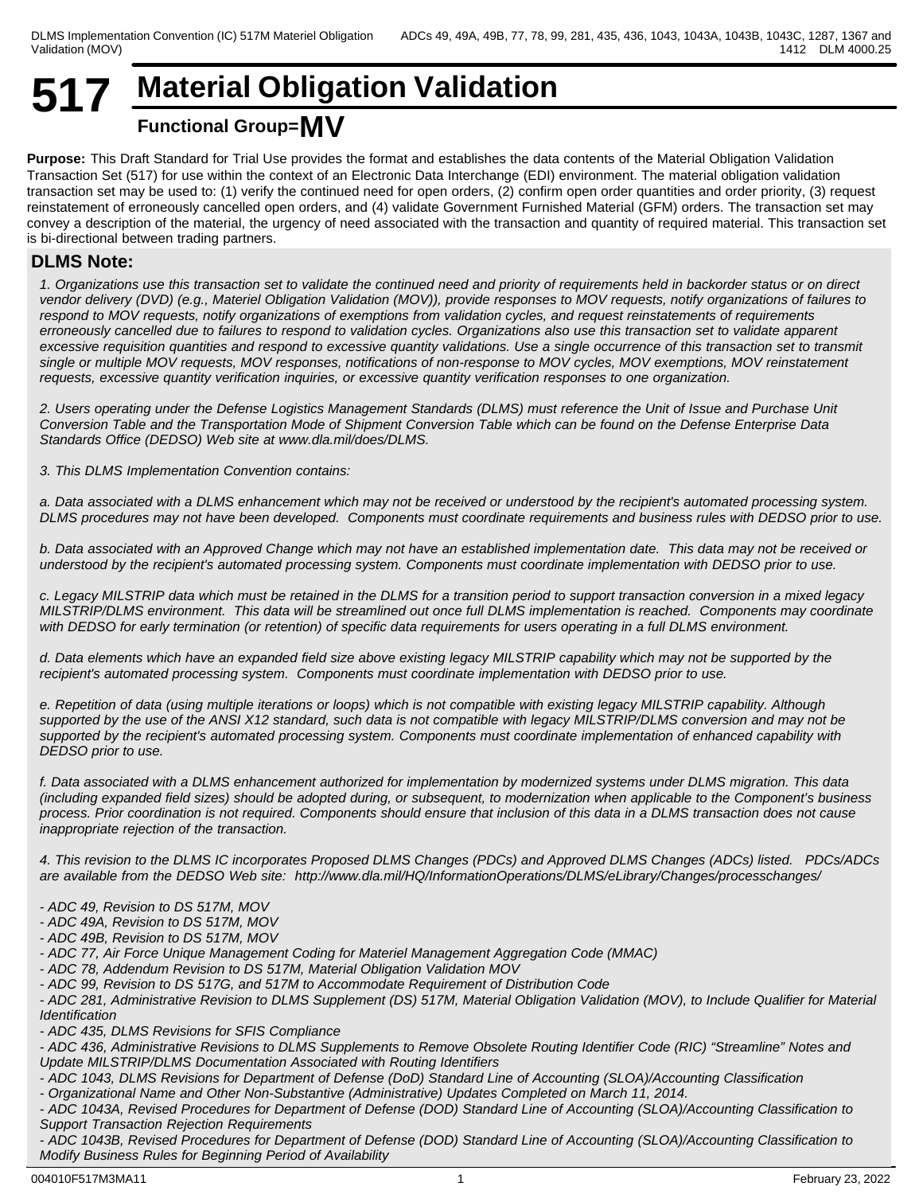# 517 Material Obligation Validation

**Functional Group=MV**

**Purpose:** This Draft Standard for Trial Use provides the format and establishes the data contents of the Material Obligation Validation Transaction Set (517) for use within the context of an Electronic Data Interchange (EDI) environment. The material obligation validation transaction set may be used to: (1) verify the continued need for open orders, (2) confirm open order quantities and order priority, (3) request reinstatement of erroneously cancelled open orders, and (4) validate Government Furnished Material (GFM) orders. The transaction set may convey a description of the material, the urgency of need associated with the transaction and quantity of required material. This transaction set is bi-directional between trading partners.

## DLMS Note:

*1. Organizations use this transaction set to validate the continued need and priority of requirements held in backorder status or on direct vendor delivery (DVD) (e.g., Materiel Obligation Validation (MOV)), provide responses to MOV requests, notify organizations of failures to respond to MOV requests, notify organizations of exemptions from validation cycles, and request reinstatements of requirements erroneously cancelled due to failures to respond to validation cycles. Organizations also use this transaction set to validate apparent excessive requisition quantities and respond to excessive quantity validations. Use a single occurrence of this transaction set to transmit single or multiple MOV requests, MOV responses, notifications of non-response to MOV cycles, MOV exemptions, MOV reinstatement requests, excessive quantity verification inquiries, or excessive quantity verification responses to one organization.*

*2. Users operating under the Defense Logistics Management Standards (DLMS) must reference the Unit of Issue and Purchase Unit Conversion Table and the Transportation Mode of Shipment Conversion Table which can be found on the Defense Enterprise Data Standards Office (DEDSO) Web site at www.dla.mil/does/DLMS.*

*3. This DLMS Implementation Convention contains:*

*a. Data associated with a DLMS enhancement which may not be received or understood by the recipient's automated processing system. DLMS procedures may not have been developed. Components must coordinate requirements and business rules with DEDSO prior to use.*

*b. Data associated with an Approved Change which may not have an established implementation date. This data may not be received or understood by the recipient's automated processing system. Components must coordinate implementation with DEDSO prior to use.*

*c. Legacy MILSTRIP data which must be retained in the DLMS for a transition period to support transaction conversion in a mixed legacy MILSTRIP/DLMS environment. This data will be streamlined out once full DLMS implementation is reached. Components may coordinate with DEDSO for early termination (or retention) of specific data requirements for users operating in a full DLMS environment.*

*d. Data elements which have an expanded field size above existing legacy MILSTRIP capability which may not be supported by the recipient's automated processing system. Components must coordinate implementation with DEDSO prior to use.*

*e. Repetition of data (using multiple iterations or loops) which is not compatible with existing legacy MILSTRIP capability. Although supported by the use of the ANSI X12 standard, such data is not compatible with legacy MILSTRIP/DLMS conversion and may not be supported by the recipient's automated processing system. Components must coordinate implementation of enhanced capability with DEDSO prior to use.*

*f. Data associated with a DLMS enhancement authorized for implementation by modernized systems under DLMS migration. This data (including expanded field sizes) should be adopted during, or subsequent, to modernization when applicable to the Component's business process. Prior coordination is not required. Components should ensure that inclusion of this data in a DLMS transaction does not cause inappropriate rejection of the transaction.*

*4. This revision to the DLMS IC incorporates Proposed DLMS Changes (PDCs) and Approved DLMS Changes (ADCs) listed. PDCs/ADCs are available from the DEDSO Web site: http://www.dla.mil/HQ/InformationOperations/DLMS/eLibrary/Changes/processchanges/*

*- ADC 49, Revision to DS 517M, MOV*
*- ADC 49A, Revision to DS 517M, MOV*
*- ADC 49B, Revision to DS 517M, MOV*
*- ADC 77, Air Force Unique Management Coding for Materiel Management Aggregation Code (MMAC)*
*- ADC 78, Addendum Revision to DS 517M, Material Obligation Validation MOV*
*- ADC 99, Revision to DS 517G, and 517M to Accommodate Requirement of Distribution Code*
*- ADC 281, Administrative Revision to DLMS Supplement (DS) 517M, Material Obligation Validation (MOV), to Include Qualifier for Material Identification*
*- ADC 435, DLMS Revisions for SFIS Compliance*
*- ADC 436, Administrative Revisions to DLMS Supplements to Remove Obsolete Routing Identifier Code (RIC) "Streamline" Notes and Update MILSTRIP/DLMS Documentation Associated with Routing Identifiers*
*- ADC 1043, DLMS Revisions for Department of Defense (DoD) Standard Line of Accounting (SLOA)/Accounting Classification*
*- Organizational Name and Other Non-Substantive (Administrative) Updates Completed on March 11, 2014.*
*- ADC 1043A, Revised Procedures for Department of Defense (DOD) Standard Line of Accounting (SLOA)/Accounting Classification to Support Transaction Rejection Requirements*
*- ADC 1043B, Revised Procedures for Department of Defense (DOD) Standard Line of Accounting (SLOA)/Accounting Classification to Modify Business Rules for Beginning Period of Availability*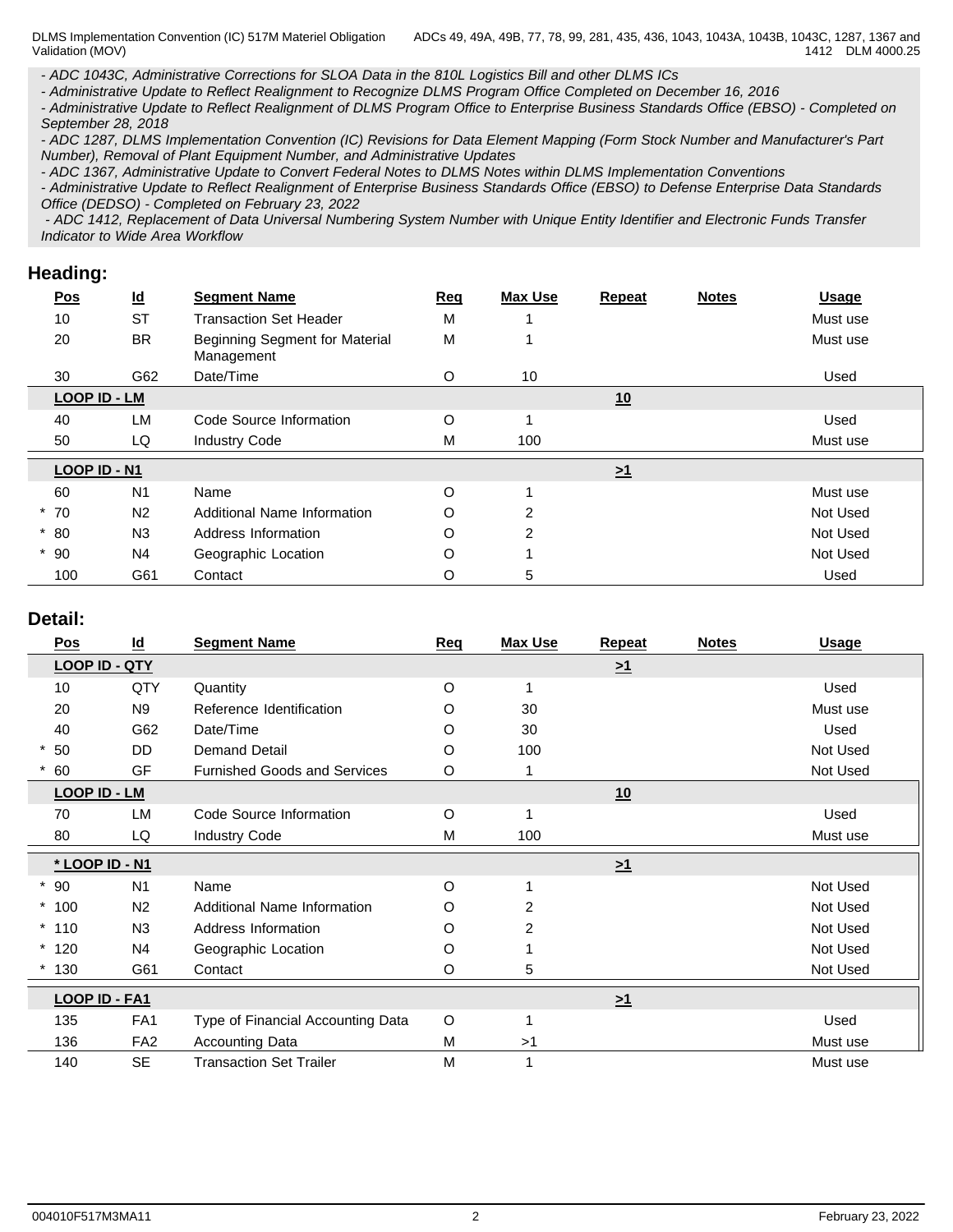*- ADC 1043C, Administrative Corrections for SLOA Data in the 810L Logistics Bill and other DLMS ICs*
*- Administrative Update to Reflect Realignment to Recognize DLMS Program Office Completed on December 16, 2016*
*- Administrative Update to Reflect Realignment of DLMS Program Office to Enterprise Business Standards Office (EBSO) - Completed on September 28, 2018*
*- ADC 1287, DLMS Implementation Convention (IC) Revisions for Data Element Mapping (Form Stock Number and Manufacturer's Part Number), Removal of Plant Equipment Number, and Administrative Updates*
*- ADC 1367, Administrative Update to Convert Federal Notes to DLMS Notes within DLMS Implementation Conventions*
*- Administrative Update to Reflect Realignment of Enterprise Business Standards Office (EBSO) to Defense Enterprise Data Standards Office (DEDSO) - Completed on February 23, 2022*
*- ADC 1412, Replacement of Data Universal Numbering System Number with Unique Entity Identifier and Electronic Funds Transfer Indicator to Wide Area Workflow*

## Heading:

| Pos | Id | Segment Name | Req | Max Use | Repeat | Notes | Usage |
|---|---|---|---|---|---|---|---|
| 10 | ST | Transaction Set Header | M | 1 | | | Must use |
| 20 | BR | Beginning Segment for Material Management | M | 1 | | | Must use |
| 30 | G62 | Date/Time | O | 10 | | | Used |
| **LOOP ID - LM** | | | | | 10 | | |
| 40 | LM | Code Source Information | O | 1 | | | Used |
| 50 | LQ | Industry Code | M | 100 | | | Must use |
| **LOOP ID - N1** | | | | | >1 | | |
| 60 | N1 | Name | O | 1 | | | Must use |
| * 70 | N2 | Additional Name Information | O | 2 | | | Not Used |
| * 80 | N3 | Address Information | O | 2 | | | Not Used |
| * 90 | N4 | Geographic Location | O | 1 | | | Not Used |
| 100 | G61 | Contact | O | 5 | | | Used |

## Detail:

| Pos | Id | Segment Name | Req | Max Use | Repeat | Notes | Usage |
|---|---|---|---|---|---|---|---|
| **LOOP ID - QTY** | | | | | >1 | | |
| 10 | QTY | Quantity | O | 1 | | | Used |
| 20 | N9 | Reference Identification | O | 30 | | | Must use |
| 40 | G62 | Date/Time | O | 30 | | | Used |
| * 50 | DD | Demand Detail | O | 100 | | | Not Used |
| * 60 | GF | Furnished Goods and Services | O | 1 | | | Not Used |
| **LOOP ID - LM** | | | | | 10 | | |
| 70 | LM | Code Source Information | O | 1 | | | Used |
| 80 | LQ | Industry Code | M | 100 | | | Must use |
| **\* LOOP ID - N1** | | | | | >1 | | |
| * 90 | N1 | Name | O | 1 | | | Not Used |
| * 100 | N2 | Additional Name Information | O | 2 | | | Not Used |
| * 110 | N3 | Address Information | O | 2 | | | Not Used |
| * 120 | N4 | Geographic Location | O | 1 | | | Not Used |
| * 130 | G61 | Contact | O | 5 | | | Not Used |
| **LOOP ID - FA1** | | | | | >1 | | |
| 135 | FA1 | Type of Financial Accounting Data | O | 1 | | | Used |
| 136 | FA2 | Accounting Data | M | >1 | | | Must use |
| 140 | SE | Transaction Set Trailer | M | 1 | | | Must use |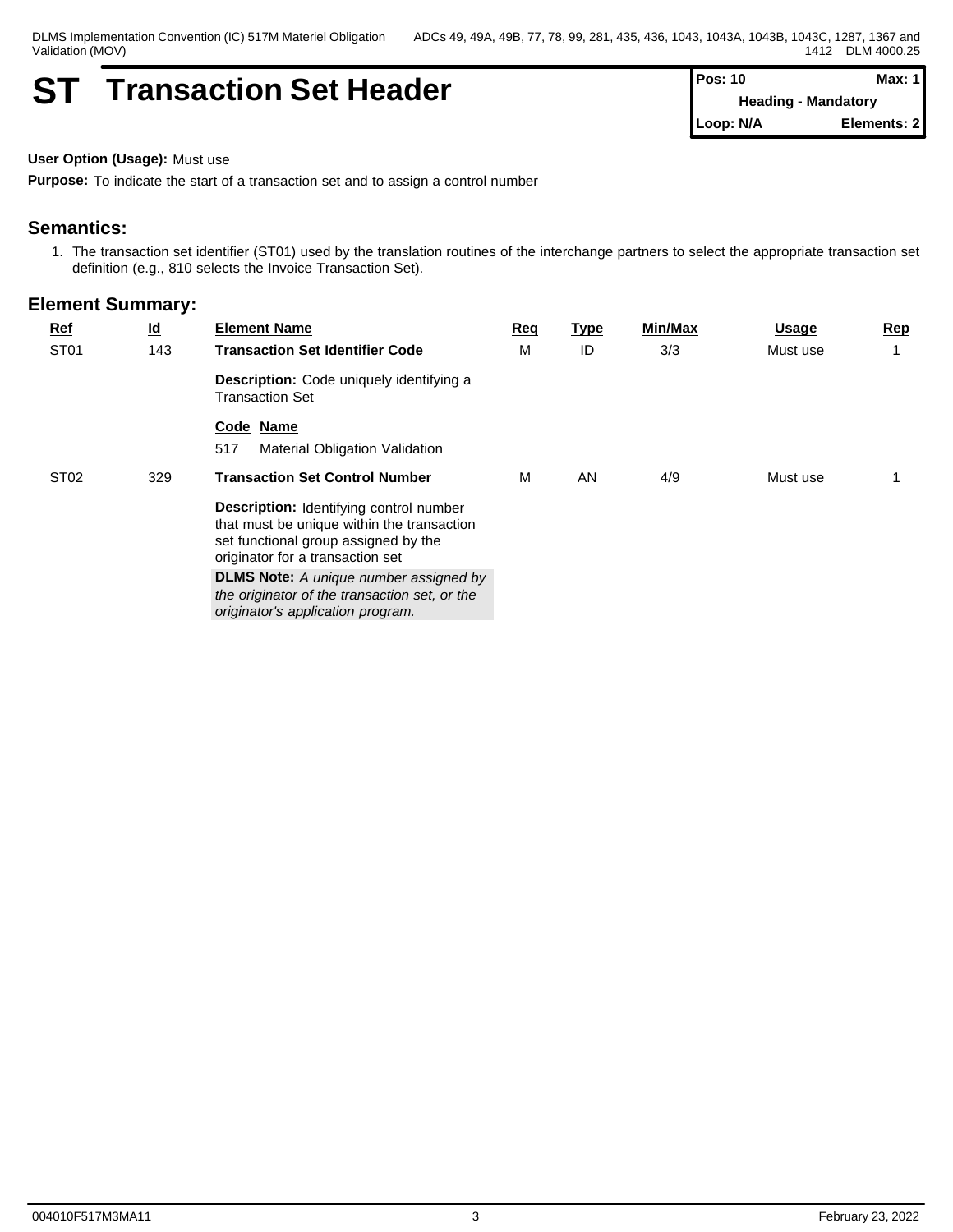# ST Transaction Set Header

| Pos: 10 | Max: 1 |
| --- | --- |
| Heading - Mandatory | |
| Loop: N/A | Elements: 2 |

**User Option (Usage):** Must use

**Purpose:** To indicate the start of a transaction set and to assign a control number

## Semantics:

1. The transaction set identifier (ST01) used by the translation routines of the interchange partners to select the appropriate transaction set definition (e.g., 810 selects the Invoice Transaction Set).

## Element Summary:

| Ref | Id | Element Name | Req | Type | Min/Max | Usage | Rep |
| --- | --- | --- | --- | --- | --- | --- | --- |
| ST01 | 143 | **Transaction Set Identifier Code**<br>**Description:** Code uniquely identifying a Transaction Set<br>**Code Name**<br>517 Material Obligation Validation | M | ID | 3/3 | Must use | 1 |
| ST02 | 329 | **Transaction Set Control Number**<br>**Description:** Identifying control number that must be unique within the transaction set functional group assigned by the originator for a transaction set<br>**DLMS Note:** *A unique number assigned by the originator of the transaction set, or the originator's application program.* | M | AN | 4/9 | Must use | 1 |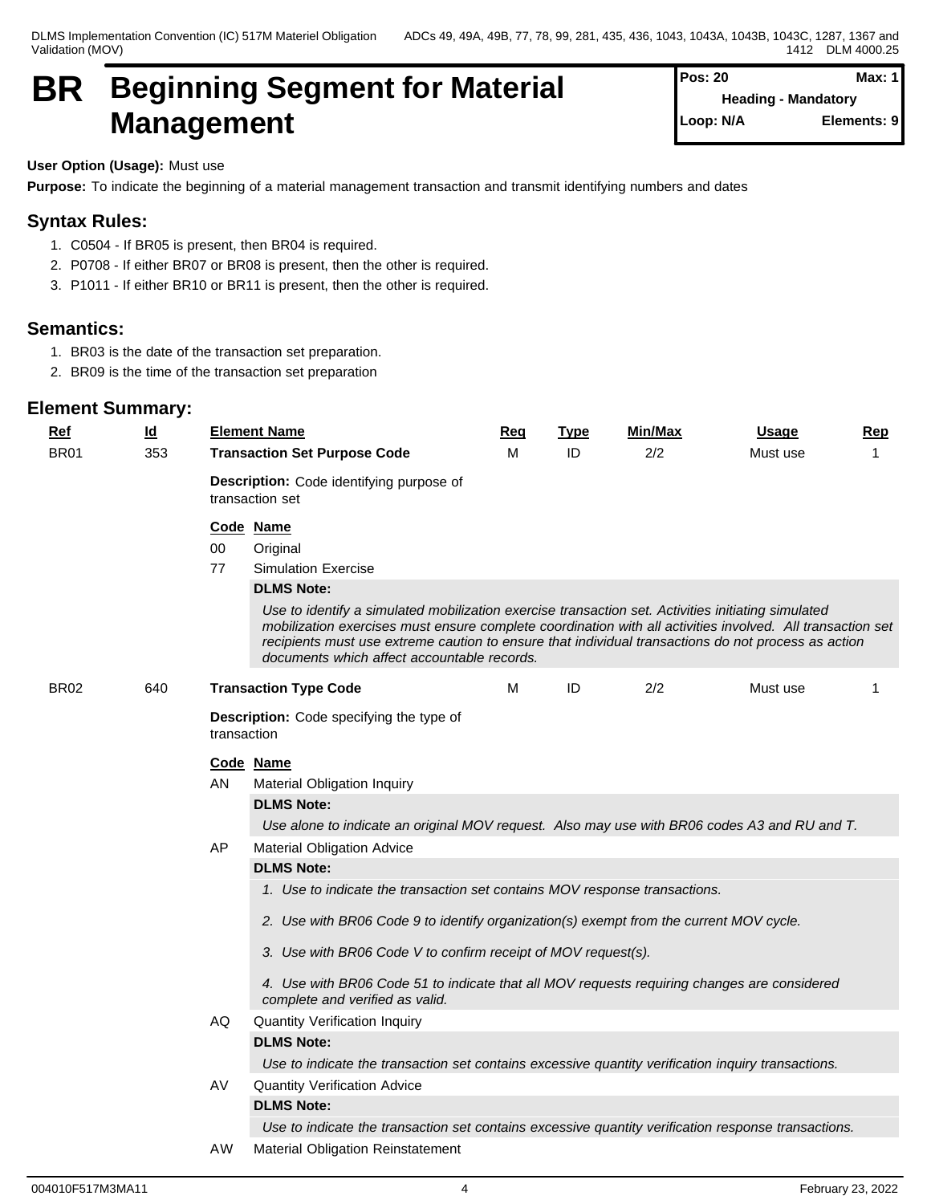# BR Beginning Segment for Material Management

| Pos: 20 | Max: 1 |
|---|---|
| Heading - Mandatory | |
| Loop: N/A | Elements: 9 |

**User Option (Usage):** Must use

**Purpose:** To indicate the beginning of a material management transaction and transmit identifying numbers and dates

## Syntax Rules:

1. C0504 - If BR05 is present, then BR04 is required.
2. P0708 - If either BR07 or BR08 is present, then the other is required.
3. P1011 - If either BR10 or BR11 is present, then the other is required.

## Semantics:

1. BR03 is the date of the transaction set preparation.
2. BR09 is the time of the transaction set preparation

## Element Summary:

| Ref | Id | Element Name | Req | Type | Min/Max | Usage | Rep |
|---|---|---|---|---|---|---|---|
| BR01 | 353 | **Transaction Set Purpose Code** | M | ID | 2/2 | Must use | 1 |

**Description:** Code identifying purpose of transaction set

| Code | Name |
|---|---|
| 00 | Original |
| 77 | Simulation Exercise |

**DLMS Note:**

*Use to identify a simulated mobilization exercise transaction set. Activities initiating simulated mobilization exercises must ensure complete coordination with all activities involved. All transaction set recipients must use extreme caution to ensure that individual transactions do not process as action documents which affect accountable records.*

| Ref | Id | Element Name | Req | Type | Min/Max | Usage | Rep |
|---|---|---|---|---|---|---|---|
| BR02 | 640 | **Transaction Type Code** | M | ID | 2/2 | Must use | 1 |

**Description:** Code specifying the type of transaction

| Code | Name |
|---|---|
| AN | Material Obligation Inquiry |

**DLMS Note:**

*Use alone to indicate an original MOV request. Also may use with BR06 codes A3 and RU and T.*

| Code | Name |
|---|---|
| AP | Material Obligation Advice |

**DLMS Note:**

*1. Use to indicate the transaction set contains MOV response transactions.*

*2. Use with BR06 Code 9 to identify organization(s) exempt from the current MOV cycle.*

*3. Use with BR06 Code V to confirm receipt of MOV request(s).*

*4. Use with BR06 Code 51 to indicate that all MOV requests requiring changes are considered complete and verified as valid.*

| Code | Name |
|---|---|
| AQ | Quantity Verification Inquiry |

**DLMS Note:**

*Use to indicate the transaction set contains excessive quantity verification inquiry transactions.*

| Code | Name |
|---|---|
| AV | Quantity Verification Advice |

**DLMS Note:**

*Use to indicate the transaction set contains excessive quantity verification response transactions.*

| Code | Name |
|---|---|
| AW | Material Obligation Reinstatement |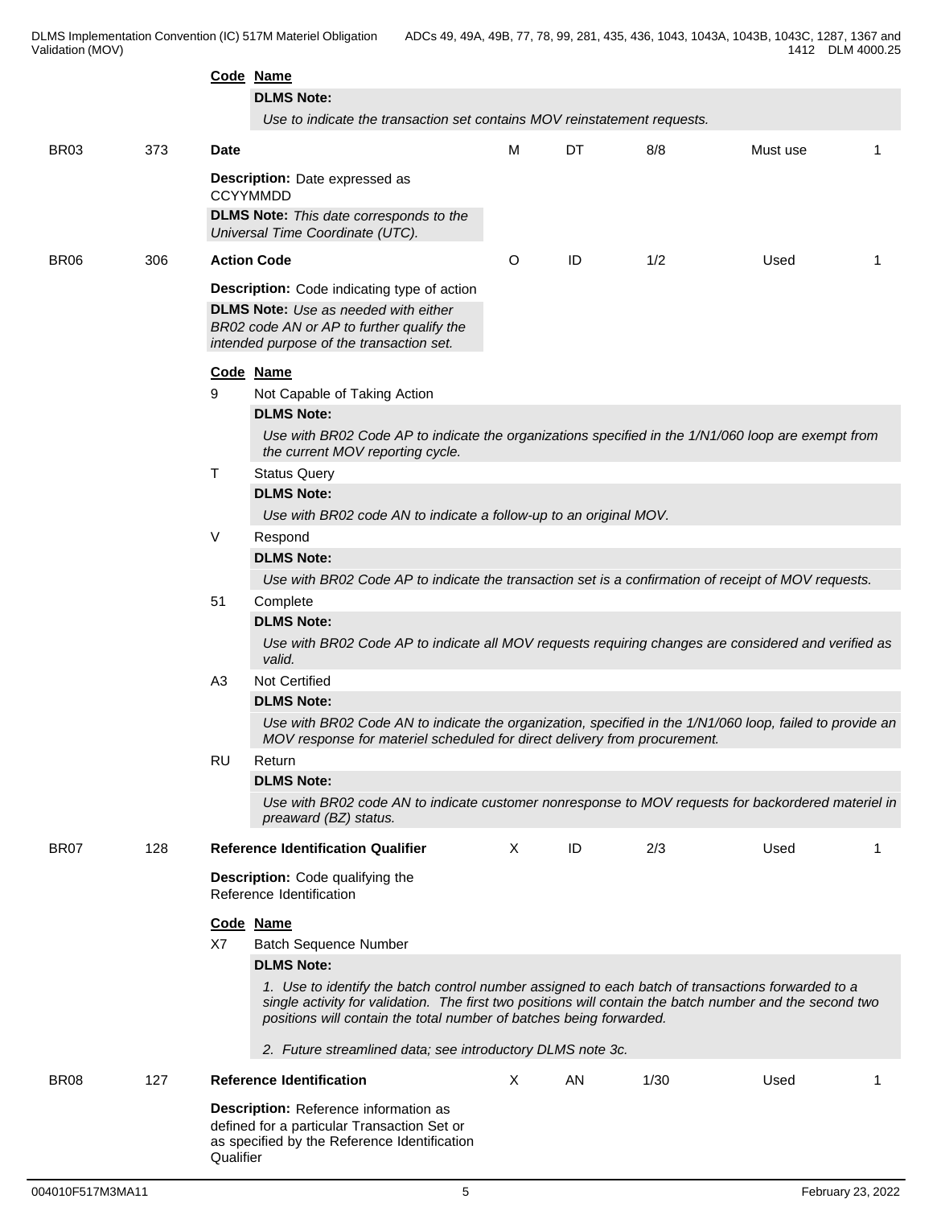**Code** **Name**

**DLMS Note:**

*Use to indicate the transaction set contains MOV reinstatement requests.*

| BR03 | 373 | **Date** | M | DT | 8/8 | Must use | 1 |
|---|---|---|---|---|---|---|---|

**Description:** Date expressed as CCYYMMDD

**DLMS Note:** *This date corresponds to the Universal Time Coordinate (UTC).*

| BR06 | 306 | **Action Code** | O | ID | 1/2 | Used | 1 |
|---|---|---|---|---|---|---|---|

**Description:** Code indicating type of action

**DLMS Note:** *Use as needed with either BR02 code AN or AP to further qualify the intended purpose of the transaction set.*

**Code** **Name**

9 Not Capable of Taking Action

**DLMS Note:**

*Use with BR02 Code AP to indicate the organizations specified in the 1/N1/060 loop are exempt from the current MOV reporting cycle.*

T Status Query

**DLMS Note:**

*Use with BR02 code AN to indicate a follow-up to an original MOV.*

V Respond

**DLMS Note:**

*Use with BR02 Code AP to indicate the transaction set is a confirmation of receipt of MOV requests.*

51 Complete

**DLMS Note:**

*Use with BR02 Code AP to indicate all MOV requests requiring changes are considered and verified as valid.*

A3 Not Certified

**DLMS Note:**

*Use with BR02 Code AN to indicate the organization, specified in the 1/N1/060 loop, failed to provide an MOV response for materiel scheduled for direct delivery from procurement.*

RU Return

**DLMS Note:**

*Use with BR02 code AN to indicate customer nonresponse to MOV requests for backordered materiel in preaward (BZ) status.*

| BR07 | 128 | **Reference Identification Qualifier** | X | ID | 2/3 | Used | 1 |
|---|---|---|---|---|---|---|---|

**Description:** Code qualifying the Reference Identification

**Code** **Name**

X7 Batch Sequence Number

**DLMS Note:**

*1. Use to identify the batch control number assigned to each batch of transactions forwarded to a single activity for validation. The first two positions will contain the batch number and the second two positions will contain the total number of batches being forwarded.*

*2. Future streamlined data; see introductory DLMS note 3c.*

| BR08 | 127 | **Reference Identification** | X | AN | 1/30 | Used | 1 |
|---|---|---|---|---|---|---|---|

**Description:** Reference information as defined for a particular Transaction Set or as specified by the Reference Identification Qualifier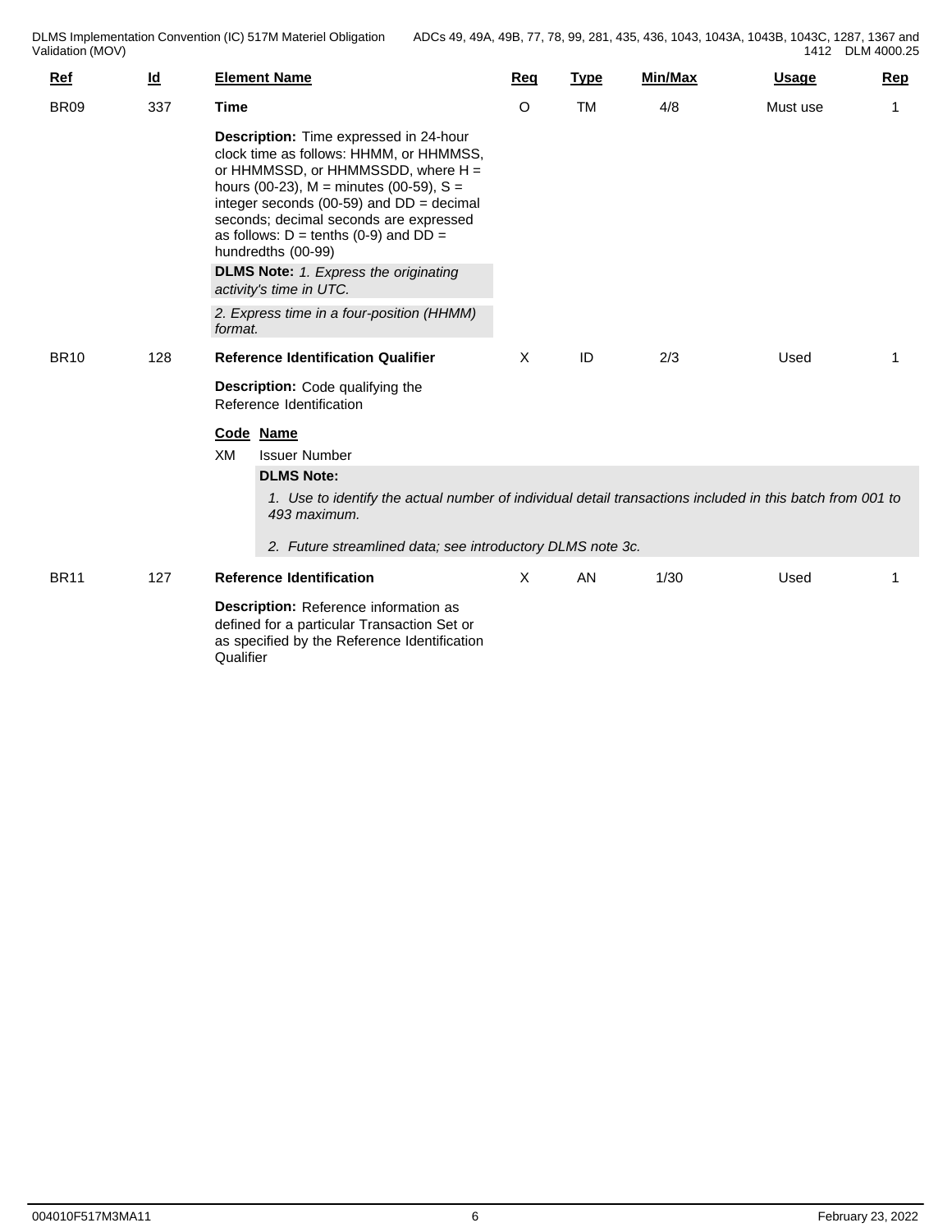| Ref | Id | Element Name | Req | Type | Min/Max | Usage | Rep |
|---|---|---|---|---|---|---|---|
| BR09 | 337 | **Time** | O | TM | 4/8 | Must use | 1 |

**Description:** Time expressed in 24-hour clock time as follows: HHMM, or HHMMSS, or HHMMSSD, or HHMMSSDD, where H = hours (00-23), M = minutes (00-59), S = integer seconds (00-59) and DD = decimal seconds; decimal seconds are expressed as follows: D = tenths (0-9) and DD = hundredths (00-99)

**DLMS Note:** *1. Express the originating activity's time in UTC.*

*2. Express time in a four-position (HHMM) format.*

| Ref | Id | Element Name | Req | Type | Min/Max | Usage | Rep |
|---|---|---|---|---|---|---|---|
| BR10 | 128 | **Reference Identification Qualifier** | X | ID | 2/3 | Used | 1 |

**Description:** Code qualifying the Reference Identification

| Code | Name |
|---|---|
| XM | Issuer Number |

**DLMS Note:**

*1. Use to identify the actual number of individual detail transactions included in this batch from 001 to 493 maximum.*

*2. Future streamlined data; see introductory DLMS note 3c.*

| Ref | Id | Element Name | Req | Type | Min/Max | Usage | Rep |
|---|---|---|---|---|---|---|---|
| BR11 | 127 | **Reference Identification** | X | AN | 1/30 | Used | 1 |

**Description:** Reference information as defined for a particular Transaction Set or as specified by the Reference Identification Qualifier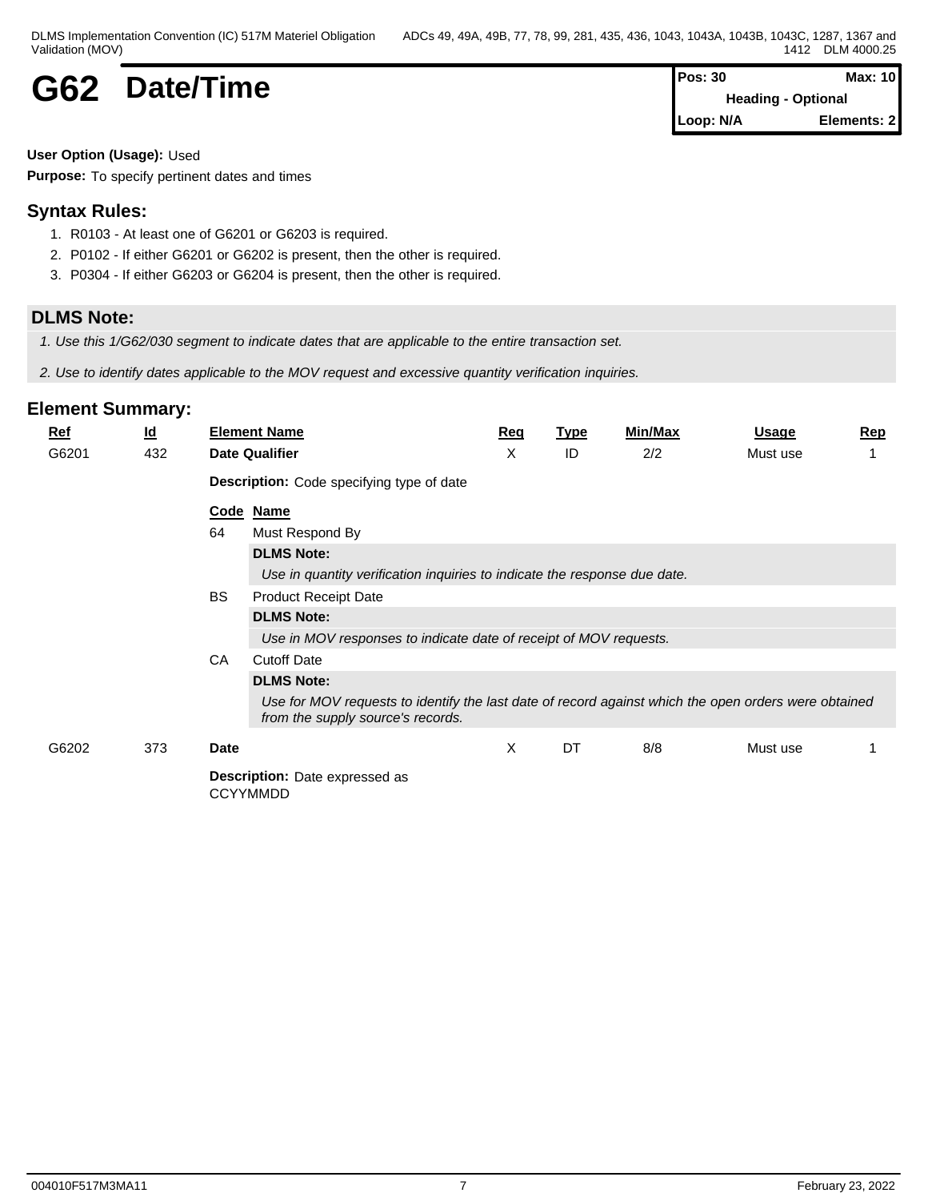# G62 Date/Time

| Pos: 30 | Max: 10 |
| --- | --- |
| Heading - Optional | |
| Loop: N/A | Elements: 2 |

**User Option (Usage):** Used

**Purpose:** To specify pertinent dates and times

## Syntax Rules:

1. R0103 - At least one of G6201 or G6203 is required.
2. P0102 - If either G6201 or G6202 is present, then the other is required.
3. P0304 - If either G6203 or G6204 is present, then the other is required.

## DLMS Note:

*1. Use this 1/G62/030 segment to indicate dates that are applicable to the entire transaction set.*

*2. Use to identify dates applicable to the MOV request and excessive quantity verification inquiries.*

## Element Summary:

| Ref | Id | Element Name | Req | Type | Min/Max | Usage | Rep |
| --- | --- | --- | --- | --- | --- | --- | --- |
| G6201 | 432 | **Date Qualifier** | X | ID | 2/2 | Must use | 1 |
| G6202 | 373 | **Date** | X | DT | 8/8 | Must use | 1 |

**G6201 Description:** Code specifying type of date

| Code | Name |
| --- | --- |
| 64 | Must Respond By<br>**DLMS Note:**<br>*Use in quantity verification inquiries to indicate the response due date.* |
| BS | Product Receipt Date<br>**DLMS Note:**<br>*Use in MOV responses to indicate date of receipt of MOV requests.* |
| CA | Cutoff Date<br>**DLMS Note:**<br>*Use for MOV requests to identify the last date of record against which the open orders were obtained from the supply source's records.* |

**G6202 Description:** Date expressed as CCYYMMDD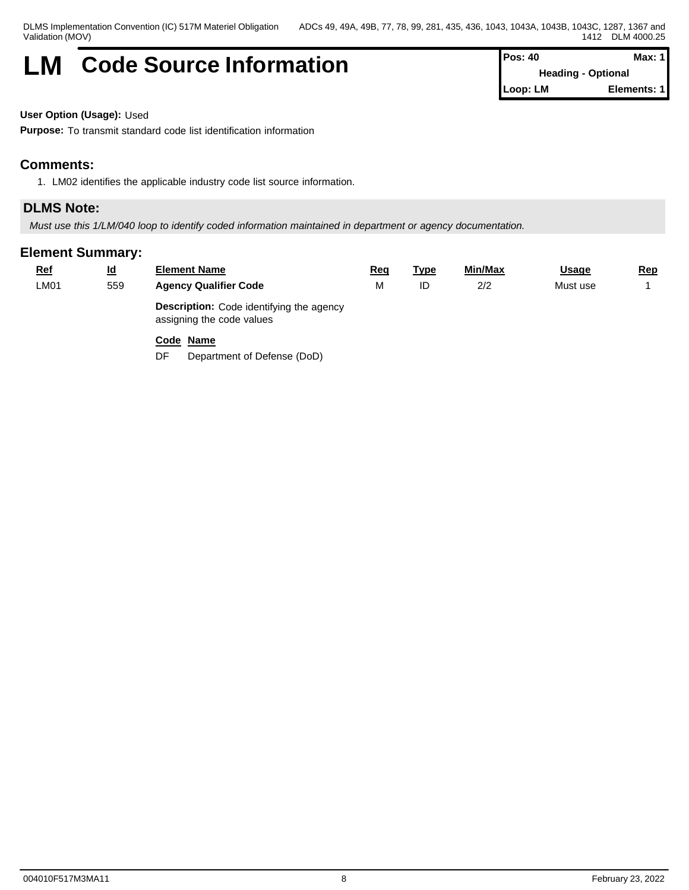# LM Code Source Information

| Pos: 40 | Max: 1 |
| --- | --- |
| Heading - Optional | |
| Loop: LM | Elements: 1 |

**User Option (Usage):** Used

**Purpose:** To transmit standard code list identification information

## Comments:

1. LM02 identifies the applicable industry code list source information.

## DLMS Note:

*Must use this 1/LM/040 loop to identify coded information maintained in department or agency documentation.*

## Element Summary:

| Ref | Id | Element Name | Req | Type | Min/Max | Usage | Rep |
| --- | --- | --- | --- | --- | --- | --- | --- |
| LM01 | 559 | **Agency Qualifier Code** | M | ID | 2/2 | Must use | 1 |

**Description:** Code identifying the agency assigning the code values

| Code | Name |
| --- | --- |
| DF | Department of Defense (DoD) |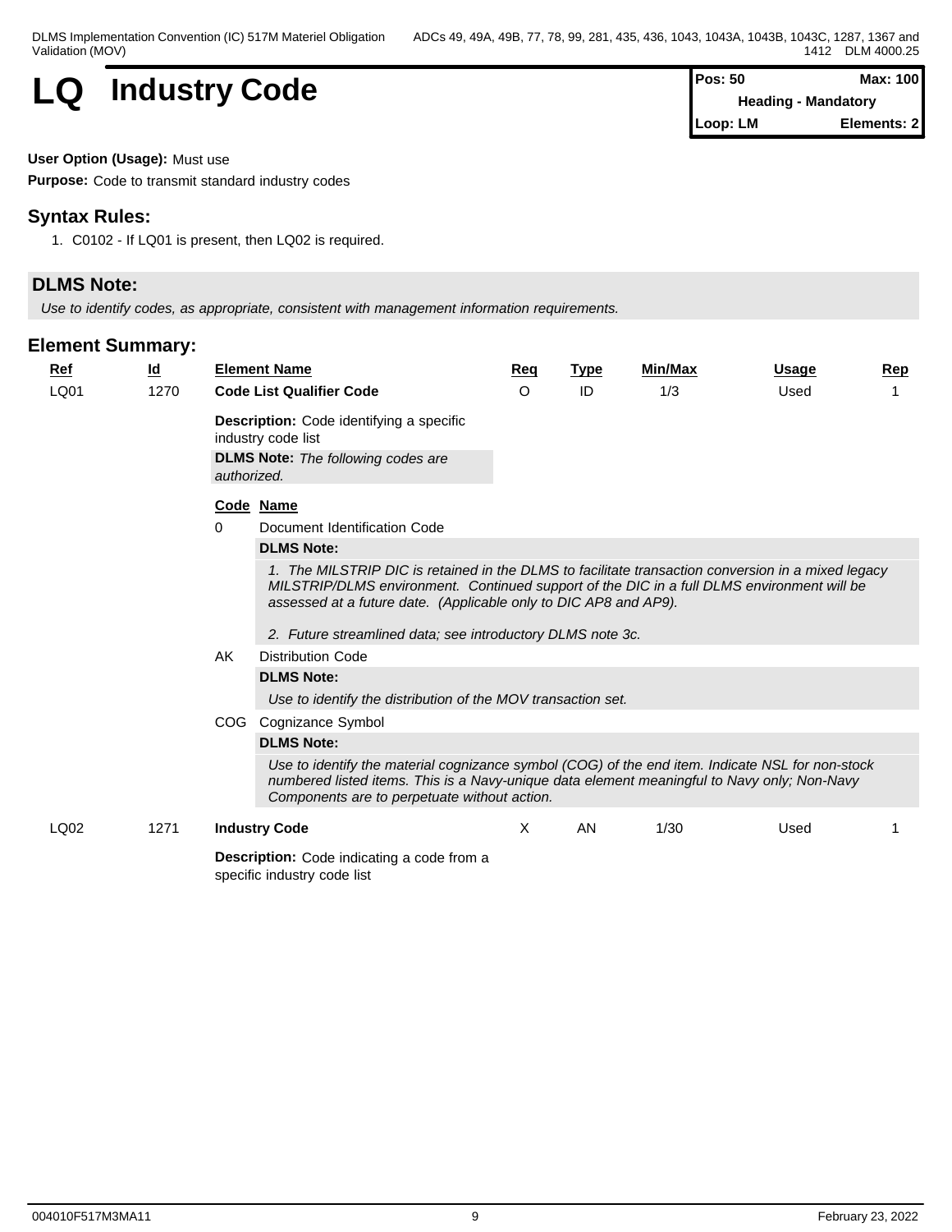# LQ Industry Code

| Pos: 50 | Max: 100 |
|---|---|
| Heading - Mandatory | |
| Loop: LM | Elements: 2 |

**User Option (Usage):** Must use

**Purpose:** Code to transmit standard industry codes

## Syntax Rules:

1. C0102 - If LQ01 is present, then LQ02 is required.

## DLMS Note:

*Use to identify codes, as appropriate, consistent with management information requirements.*

## Element Summary:

| Ref | Id | Element Name | Req | Type | Min/Max | Usage | Rep |
|---|---|---|---|---|---|---|---|
| LQ01 | 1270 | **Code List Qualifier Code** | O | ID | 1/3 | Used | 1 |

**Description:** Code identifying a specific industry code list

**DLMS Note:** *The following codes are authorized.*

| Code | Name |
|---|---|
| 0 | Document Identification Code |
| AK | Distribution Code |
| COG | Cognizance Symbol |

**0 — Document Identification Code**

**DLMS Note:**

*1. The MILSTRIP DIC is retained in the DLMS to facilitate transaction conversion in a mixed legacy MILSTRIP/DLMS environment. Continued support of the DIC in a full DLMS environment will be assessed at a future date. (Applicable only to DIC AP8 and AP9).*

*2. Future streamlined data; see introductory DLMS note 3c.*

**AK — Distribution Code**

**DLMS Note:**

*Use to identify the distribution of the MOV transaction set.*

**COG — Cognizance Symbol**

**DLMS Note:**

*Use to identify the material cognizance symbol (COG) of the end item. Indicate NSL for non-stock numbered listed items. This is a Navy-unique data element meaningful to Navy only; Non-Navy Components are to perpetuate without action.*

| Ref | Id | Element Name | Req | Type | Min/Max | Usage | Rep |
|---|---|---|---|---|---|---|---|
| LQ02 | 1271 | **Industry Code** | X | AN | 1/30 | Used | 1 |

**Description:** Code indicating a code from a specific industry code list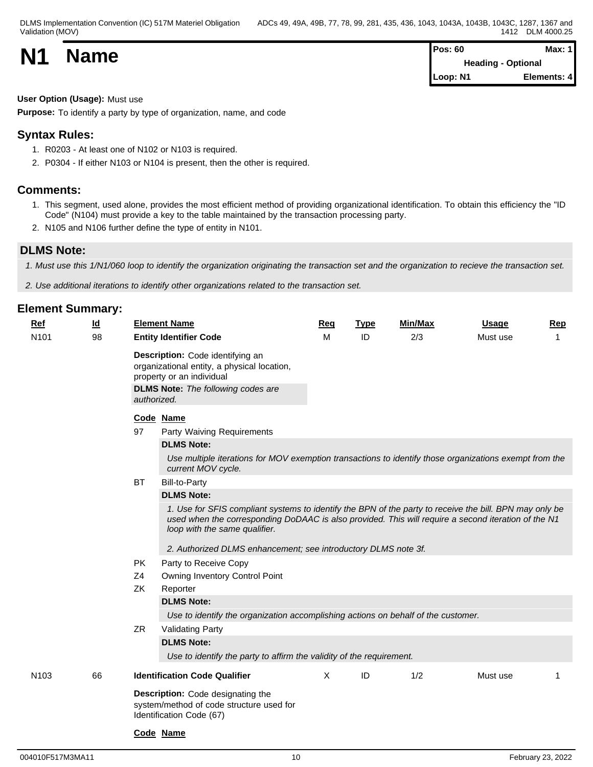# N1 Name

| Pos: 60 | Max: 1 |
|---|---|
| Heading - Optional | |
| Loop: N1 | Elements: 4 |

**User Option (Usage):** Must use

**Purpose:** To identify a party by type of organization, name, and code

## Syntax Rules:

1. R0203 - At least one of N102 or N103 is required.
2. P0304 - If either N103 or N104 is present, then the other is required.

## Comments:

1. This segment, used alone, provides the most efficient method of providing organizational identification. To obtain this efficiency the "ID Code" (N104) must provide a key to the table maintained by the transaction processing party.
2. N105 and N106 further define the type of entity in N101.

## DLMS Note:

*1. Must use this 1/N1/060 loop to identify the organization originating the transaction set and the organization to recieve the transaction set.*

*2. Use additional iterations to identify other organizations related to the transaction set.*

## Element Summary:

| Ref | Id | Element Name | Req | Type | Min/Max | Usage | Rep |
|---|---|---|---|---|---|---|---|
| N101 | 98 | **Entity Identifier Code** | M | ID | 2/3 | Must use | 1 |

**Description:** Code identifying an organizational entity, a physical location, property or an individual

**DLMS Note:** *The following codes are authorized.*

| Code | Name |
|---|---|
| 97 | Party Waiving Requirements |
| BT | Bill-to-Party |
| PK | Party to Receive Copy |
| Z4 | Owning Inventory Control Point |
| ZK | Reporter |
| ZR | Validating Party |

97 Party Waiving Requirements

**DLMS Note:**

*Use multiple iterations for MOV exemption transactions to identify those organizations exempt from the current MOV cycle.*

BT Bill-to-Party

**DLMS Note:**

*1. Use for SFIS compliant systems to identify the BPN of the party to receive the bill. BPN may only be used when the corresponding DoDAAC is also provided. This will require a second iteration of the N1 loop with the same qualifier.*

*2. Authorized DLMS enhancement; see introductory DLMS note 3f.*

ZK Reporter

**DLMS Note:**

*Use to identify the organization accomplishing actions on behalf of the customer.*

ZR Validating Party

**DLMS Note:**

*Use to identify the party to affirm the validity of the requirement.*

| Ref | Id | Element Name | Req | Type | Min/Max | Usage | Rep |
|---|---|---|---|---|---|---|---|
| N103 | 66 | **Identification Code Qualifier** | X | ID | 1/2 | Must use | 1 |

**Description:** Code designating the system/method of code structure used for Identification Code (67)

**Code** **Name**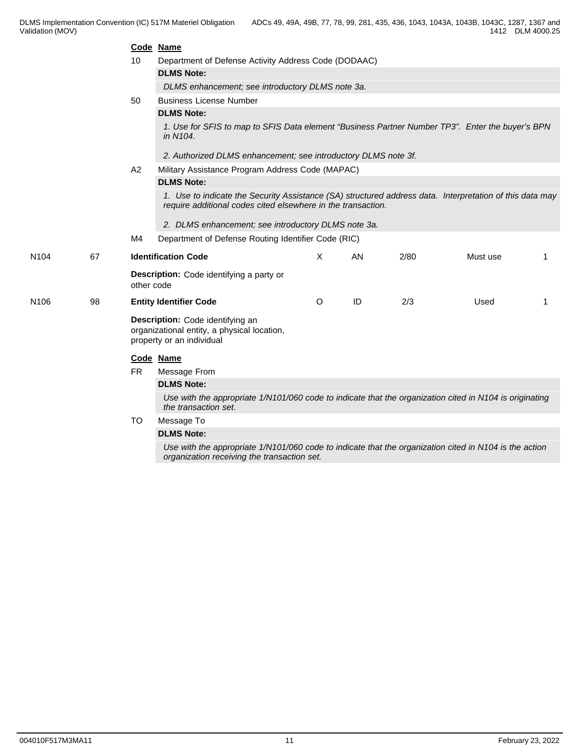**Code** **Name**

10 Department of Defense Activity Address Code (DODAAC)

**DLMS Note:**

*DLMS enhancement; see introductory DLMS note 3a.*

50 Business License Number

**DLMS Note:**

*1. Use for SFIS to map to SFIS Data element "Business Partner Number TP3". Enter the buyer's BPN in N104.*

*2. Authorized DLMS enhancement; see introductory DLMS note 3f.*

A2 Military Assistance Program Address Code (MAPAC)

**DLMS Note:**

*1. Use to indicate the Security Assistance (SA) structured address data. Interpretation of this data may require additional codes cited elsewhere in the transaction.*

*2. DLMS enhancement; see introductory DLMS note 3a.*

M4 Department of Defense Routing Identifier Code (RIC)

| | | | | | | | |
|---|---|---|---|---|---|---|---|
| N104 | 67 | **Identification Code** | X | AN | 2/80 | Must use | 1 |
| | | **Description:** Code identifying a party or other code | | | | | |
| N106 | 98 | **Entity Identifier Code** | O | ID | 2/3 | Used | 1 |
| | | **Description:** Code identifying an organizational entity, a physical location, property or an individual | | | | | |

**Code** **Name**

FR Message From

**DLMS Note:**

*Use with the appropriate 1/N101/060 code to indicate that the organization cited in N104 is originating the transaction set.*

TO Message To

**DLMS Note:**

*Use with the appropriate 1/N101/060 code to indicate that the organization cited in N104 is the action organization receiving the transaction set.*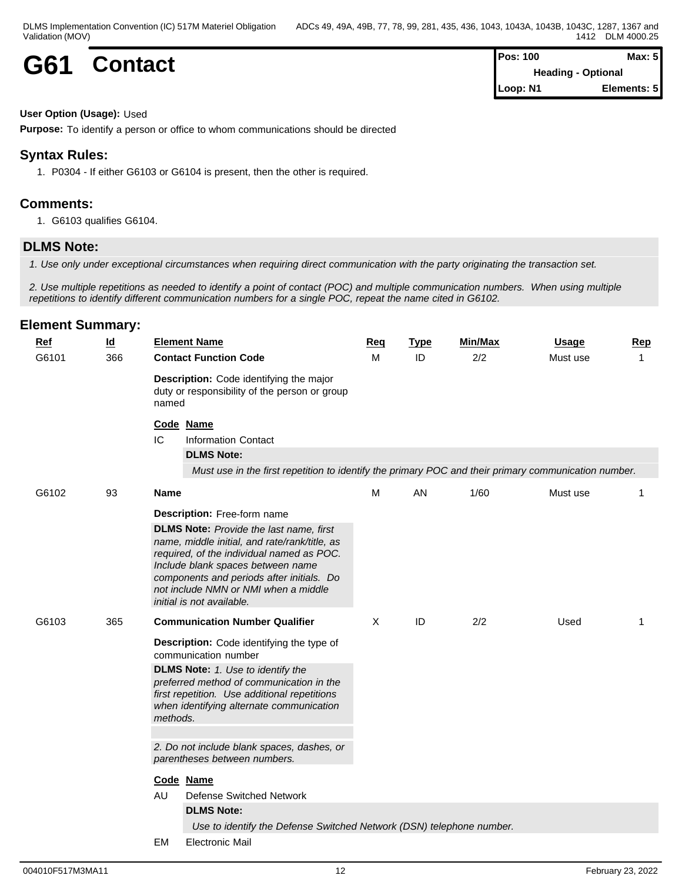# G61 Contact

| Pos: 100 | Max: 5 |
|---|---|
| Heading - Optional | |
| Loop: N1 | Elements: 5 |

**User Option (Usage):** Used

**Purpose:** To identify a person or office to whom communications should be directed

## Syntax Rules:

1. P0304 - If either G6103 or G6104 is present, then the other is required.

## Comments:

1. G6103 qualifies G6104.

## DLMS Note:

*1. Use only under exceptional circumstances when requiring direct communication with the party originating the transaction set.*

*2. Use multiple repetitions as needed to identify a point of contact (POC) and multiple communication numbers. When using multiple repetitions to identify different communication numbers for a single POC, repeat the name cited in G6102.*

## Element Summary:

| Ref | Id | Element Name | Req | Type | Min/Max | Usage | Rep |
|---|---|---|---|---|---|---|---|
| G6101 | 366 | **Contact Function Code** | M | ID | 2/2 | Must use | 1 |

**Description:** Code identifying the major duty or responsibility of the person or group named

| Code | Name |
|---|---|
| IC | Information Contact |

**DLMS Note:**

*Must use in the first repetition to identify the primary POC and their primary communication number.*

| Ref | Id | Element Name | Req | Type | Min/Max | Usage | Rep |
|---|---|---|---|---|---|---|---|
| G6102 | 93 | **Name** | M | AN | 1/60 | Must use | 1 |

**Description:** Free-form name

**DLMS Note:** *Provide the last name, first name, middle initial, and rate/rank/title, as required, of the individual named as POC. Include blank spaces between name components and periods after initials. Do not include NMN or NMI when a middle initial is not available.*

| Ref | Id | Element Name | Req | Type | Min/Max | Usage | Rep |
|---|---|---|---|---|---|---|---|
| G6103 | 365 | **Communication Number Qualifier** | X | ID | 2/2 | Used | 1 |

**Description:** Code identifying the type of communication number

**DLMS Note:** *1. Use to identify the preferred method of communication in the first repetition. Use additional repetitions when identifying alternate communication methods.*

*2. Do not include blank spaces, dashes, or parentheses between numbers.*

| Code | Name |
|---|---|
| AU | Defense Switched Network |

**DLMS Note:**

*Use to identify the Defense Switched Network (DSN) telephone number.*

| Code | Name |
|---|---|
| EM | Electronic Mail |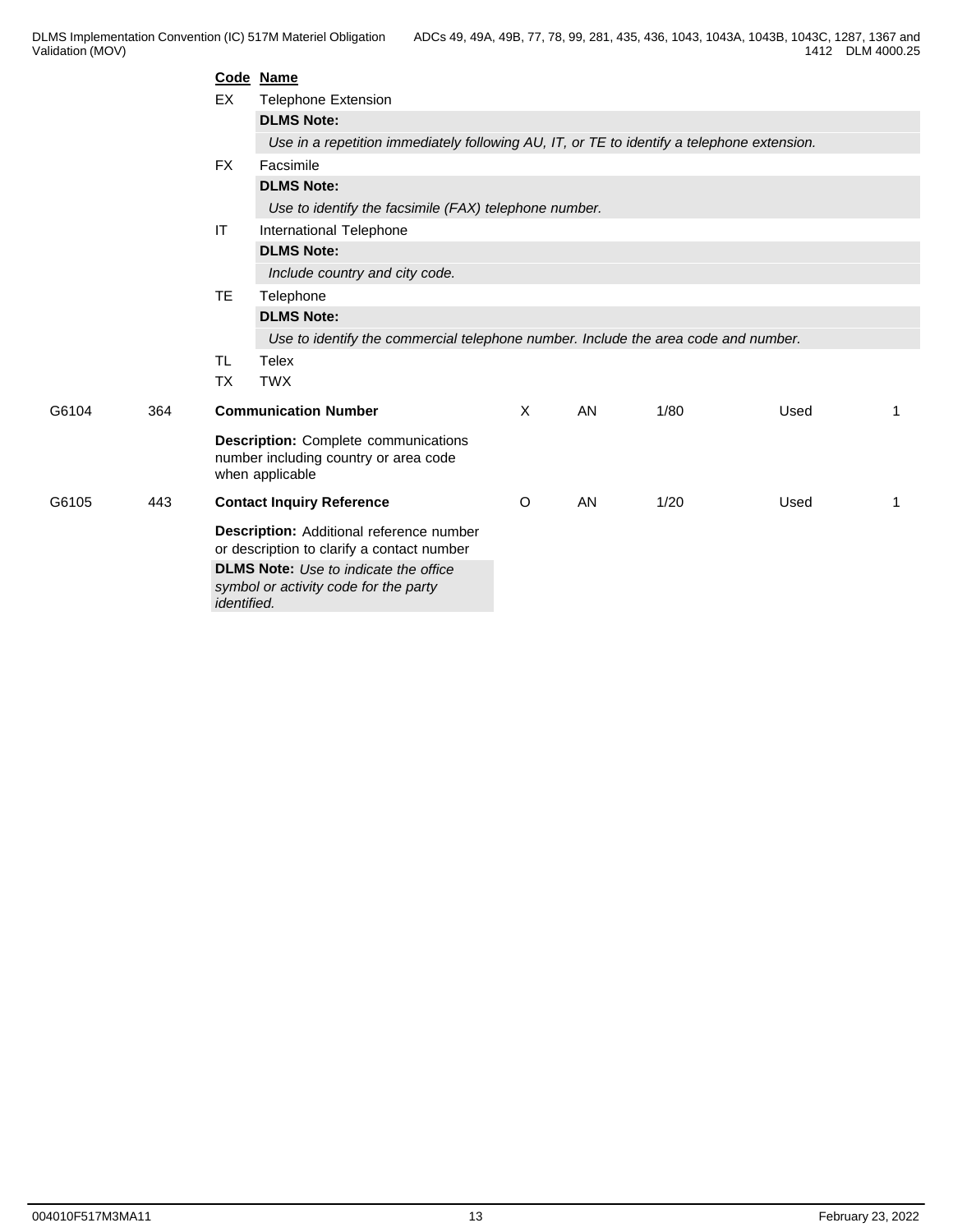| Code | Name |
|---|---|
| EX | Telephone Extension |
| | **DLMS Note:** |
| | *Use in a repetition immediately following AU, IT, or TE to identify a telephone extension.* |
| FX | Facsimile |
| | **DLMS Note:** |
| | *Use to identify the facsimile (FAX) telephone number.* |
| IT | International Telephone |
| | **DLMS Note:** |
| | *Include country and city code.* |
| TE | Telephone |
| | **DLMS Note:** |
| | *Use to identify the commercial telephone number. Include the area code and number.* |
| TL | Telex |
| TX | TWX |

| Ref | ID | Name | Req | Type | Min/Max | Usage | Rep |
|---|---|---|---|---|---|---|---|
| G6104 | 364 | **Communication Number** | X | AN | 1/80 | Used | 1 |
| | | **Description:** Complete communications number including country or area code when applicable | | | | | |
| G6105 | 443 | **Contact Inquiry Reference** | O | AN | 1/20 | Used | 1 |
| | | **Description:** Additional reference number or description to clarify a contact number | | | | | |
| | | **DLMS Note:** *Use to indicate the office symbol or activity code for the party identified.* | | | | | |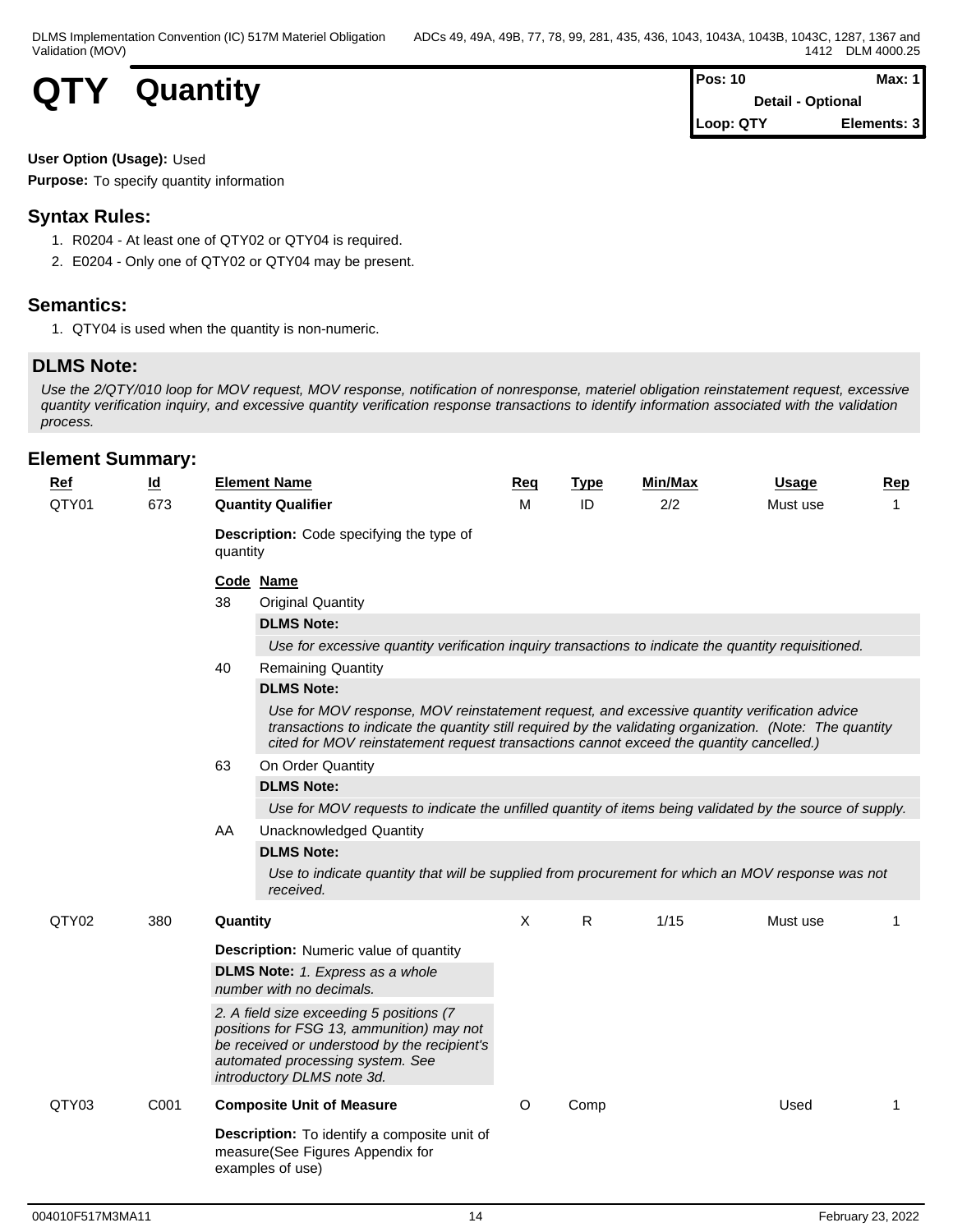# QTY Quantity

| Pos: 10 | Max: 1 |
|---|---|
| Detail - Optional | |
| Loop: QTY | Elements: 3 |

**User Option (Usage):** Used

**Purpose:** To specify quantity information

## Syntax Rules:

1. R0204 - At least one of QTY02 or QTY04 is required.
2. E0204 - Only one of QTY02 or QTY04 may be present.

## Semantics:

1. QTY04 is used when the quantity is non-numeric.

## DLMS Note:

*Use the 2/QTY/010 loop for MOV request, MOV response, notification of nonresponse, materiel obligation reinstatement request, excessive quantity verification inquiry, and excessive quantity verification response transactions to identify information associated with the validation process.*

## Element Summary:

| Ref | Id | Element Name | Req | Type | Min/Max | Usage | Rep |
|---|---|---|---|---|---|---|---|
| QTY01 | 673 | **Quantity Qualifier** | M | ID | 2/2 | Must use | 1 |

**Description:** Code specifying the type of quantity

| Code | Name |
|---|---|
| 38 | Original Quantity<br>**DLMS Note:**<br>*Use for excessive quantity verification inquiry transactions to indicate the quantity requisitioned.* |
| 40 | Remaining Quantity<br>**DLMS Note:**<br>*Use for MOV response, MOV reinstatement request, and excessive quantity verification advice transactions to indicate the quantity still required by the validating organization. (Note: The quantity cited for MOV reinstatement request transactions cannot exceed the quantity cancelled.)* |
| 63 | On Order Quantity<br>**DLMS Note:**<br>*Use for MOV requests to indicate the unfilled quantity of items being validated by the source of supply.* |
| AA | Unacknowledged Quantity<br>**DLMS Note:**<br>*Use to indicate quantity that will be supplied from procurement for which an MOV response was not received.* |

| Ref | Id | Element Name | Req | Type | Min/Max | Usage | Rep |
|---|---|---|---|---|---|---|---|
| QTY02 | 380 | **Quantity** | X | R | 1/15 | Must use | 1 |

**Description:** Numeric value of quantity

**DLMS Note:** *1. Express as a whole number with no decimals.*

*2. A field size exceeding 5 positions (7 positions for FSG 13, ammunition) may not be received or understood by the recipient's automated processing system. See introductory DLMS note 3d.*

| Ref | Id | Element Name | Req | Type | Min/Max | Usage | Rep |
|---|---|---|---|---|---|---|---|
| QTY03 | C001 | **Composite Unit of Measure** | O | Comp | | Used | 1 |

**Description:** To identify a composite unit of measure(See Figures Appendix for examples of use)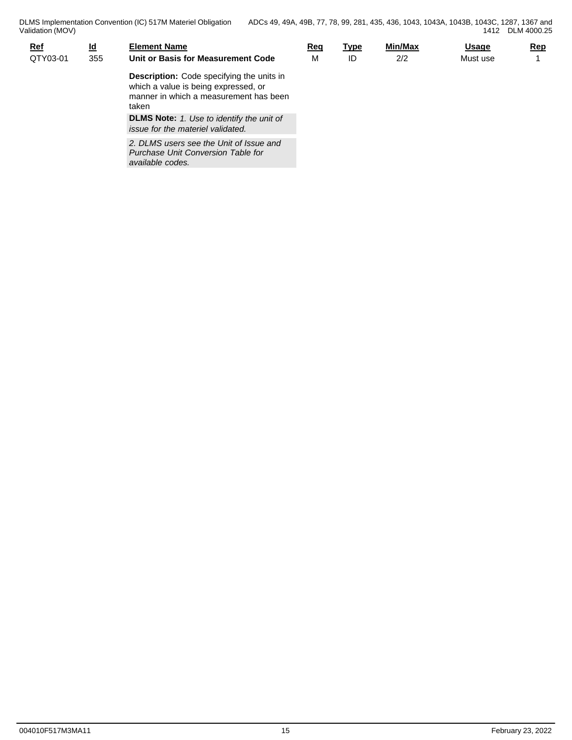| Ref | Id | Element Name | Req | Type | Min/Max | Usage | Rep |
|---|---|---|---|---|---|---|---|
| QTY03-01 | 355 | **Unit or Basis for Measurement Code** | M | ID | 2/2 | Must use | 1 |

**Description:** Code specifying the units in which a value is being expressed, or manner in which a measurement has been taken

**DLMS Note:** *1. Use to identify the unit of issue for the materiel validated.*

*2. DLMS users see the Unit of Issue and Purchase Unit Conversion Table for available codes.*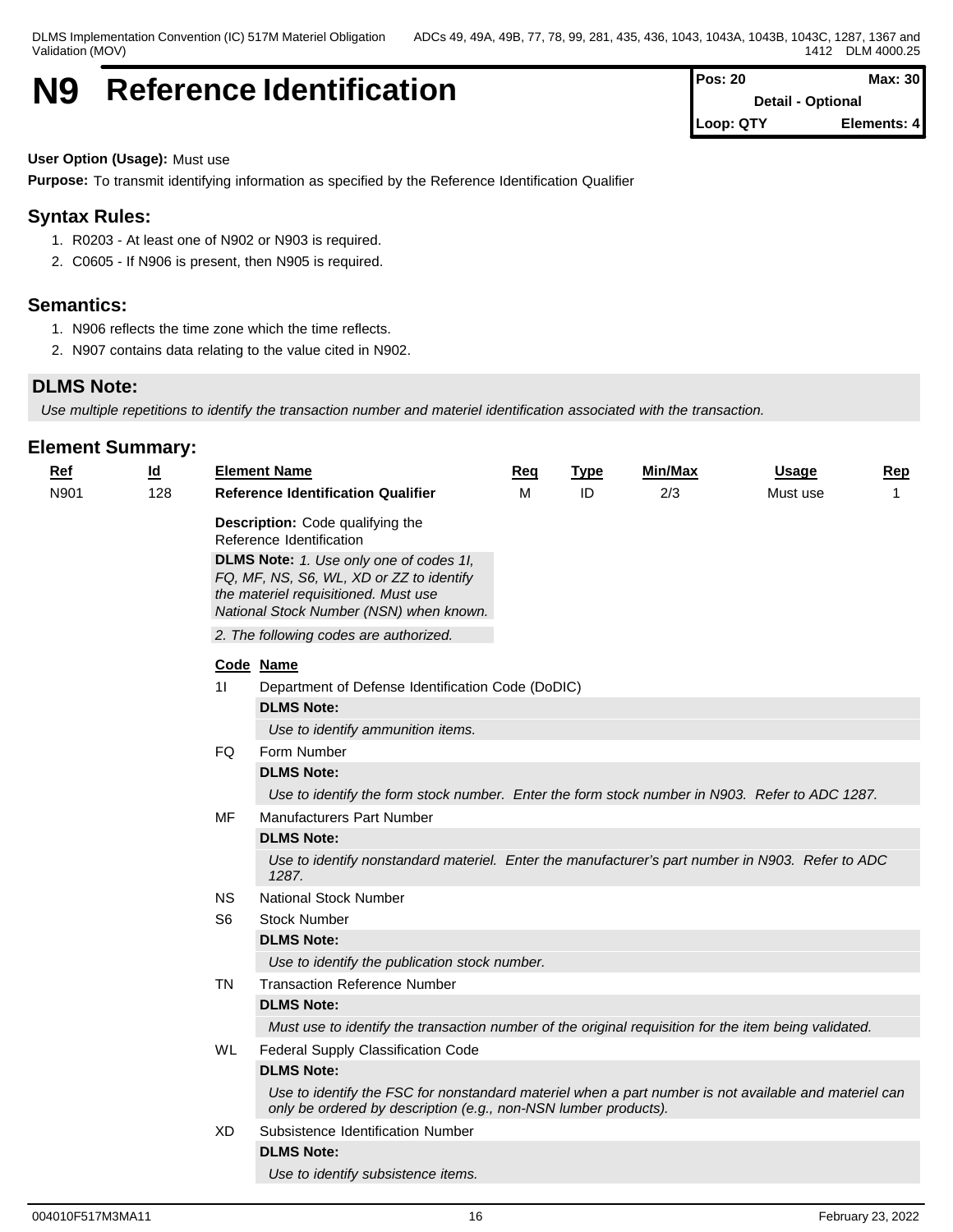# N9 Reference Identification

| Pos: 20 | Max: 30 |
| --- | --- |
| Detail - Optional | |
| Loop: QTY | Elements: 4 |

**User Option (Usage):** Must use

**Purpose:** To transmit identifying information as specified by the Reference Identification Qualifier

## Syntax Rules:

1. R0203 - At least one of N902 or N903 is required.
2. C0605 - If N906 is present, then N905 is required.

## Semantics:

1. N906 reflects the time zone which the time reflects.
2. N907 contains data relating to the value cited in N902.

## DLMS Note:

*Use multiple repetitions to identify the transaction number and materiel identification associated with the transaction.*

## Element Summary:

| Ref | Id | Element Name | Req | Type | Min/Max | Usage | Rep |
| --- | --- | --- | --- | --- | --- | --- | --- |
| N901 | 128 | **Reference Identification Qualifier** | M | ID | 2/3 | Must use | 1 |

**Description:** Code qualifying the Reference Identification

**DLMS Note:** *1. Use only one of codes 1I, FQ, MF, NS, S6, WL, XD or ZZ to identify the materiel requisitioned. Must use National Stock Number (NSN) when known.*

*2. The following codes are authorized.*

| Code | Name |
| --- | --- |
| 1I | Department of Defense Identification Code (DoDIC)<br>**DLMS Note:**<br>*Use to identify ammunition items.* |
| FQ | Form Number<br>**DLMS Note:**<br>*Use to identify the form stock number. Enter the form stock number in N903. Refer to ADC 1287.* |
| MF | Manufacturers Part Number<br>**DLMS Note:**<br>*Use to identify nonstandard materiel. Enter the manufacturer's part number in N903. Refer to ADC 1287.* |
| NS | National Stock Number |
| S6 | Stock Number<br>**DLMS Note:**<br>*Use to identify the publication stock number.* |
| TN | Transaction Reference Number<br>**DLMS Note:**<br>*Must use to identify the transaction number of the original requisition for the item being validated.* |
| WL | Federal Supply Classification Code<br>**DLMS Note:**<br>*Use to identify the FSC for nonstandard materiel when a part number is not available and materiel can only be ordered by description (e.g., non-NSN lumber products).* |
| XD | Subsistence Identification Number<br>**DLMS Note:**<br>*Use to identify subsistence items.* |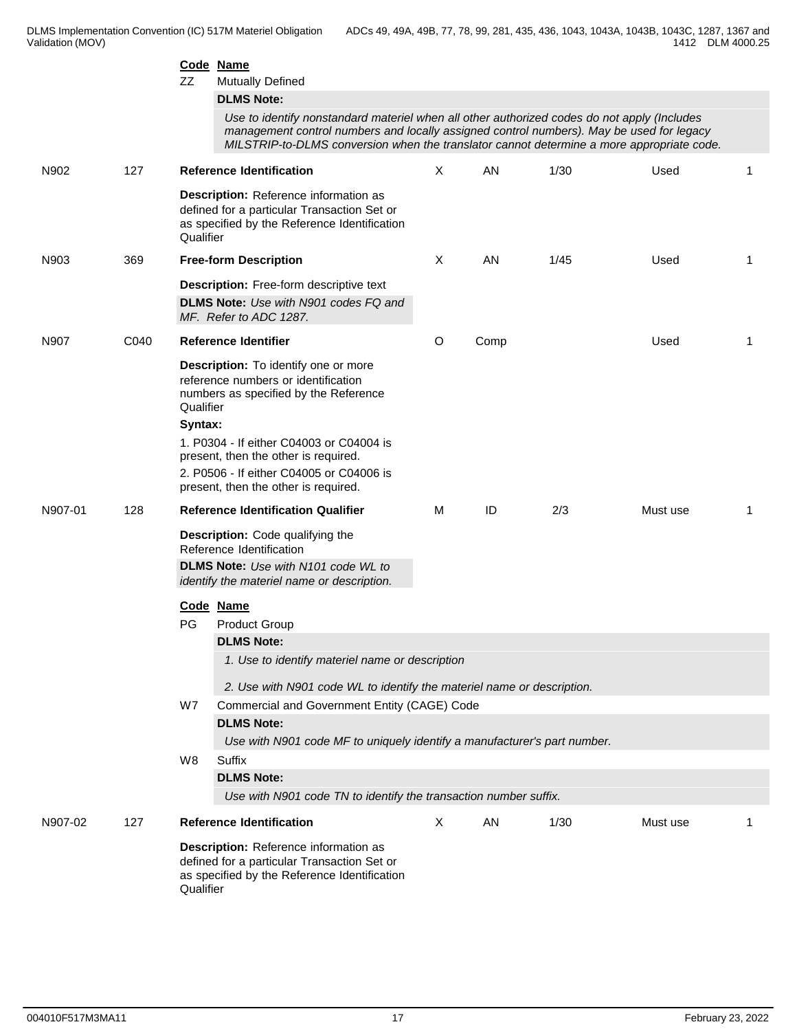**Code** **Name**

ZZ Mutually Defined

**DLMS Note:**

*Use to identify nonstandard materiel when all other authorized codes do not apply (Includes management control numbers and locally assigned control numbers). May be used for legacy MILSTRIP-to-DLMS conversion when the translator cannot determine a more appropriate code.*

| | | | | | | | |
|---|---|---|---|---|---|---|---|
| N902 | 127 | **Reference Identification** | X | AN | 1/30 | Used | 1 |

**Description:** Reference information as defined for a particular Transaction Set or as specified by the Reference Identification Qualifier

| | | | | | | | |
|---|---|---|---|---|---|---|---|
| N903 | 369 | **Free-form Description** | X | AN | 1/45 | Used | 1 |

**Description:** Free-form descriptive text

**DLMS Note:** *Use with N901 codes FQ and MF. Refer to ADC 1287.*

| | | | | | | | |
|---|---|---|---|---|---|---|---|
| N907 | C040 | **Reference Identifier** | O | Comp | | Used | 1 |

**Description:** To identify one or more reference numbers or identification numbers as specified by the Reference Qualifier

**Syntax:**

1. P0304 - If either C04003 or C04004 is present, then the other is required.
2. P0506 - If either C04005 or C04006 is present, then the other is required.

| | | | | | | | |
|---|---|---|---|---|---|---|---|
| N907-01 | 128 | **Reference Identification Qualifier** | M | ID | 2/3 | Must use | 1 |

**Description:** Code qualifying the Reference Identification

**DLMS Note:** *Use with N101 code WL to identify the materiel name or description.*

**Code** **Name**

PG Product Group

**DLMS Note:**

*1. Use to identify materiel name or description*

*2. Use with N901 code WL to identify the materiel name or description.*

W7 Commercial and Government Entity (CAGE) Code

**DLMS Note:**

*Use with N901 code MF to uniquely identify a manufacturer's part number.*

W8 Suffix

**DLMS Note:**

*Use with N901 code TN to identify the transaction number suffix.*

| | | | | | | | |
|---|---|---|---|---|---|---|---|
| N907-02 | 127 | **Reference Identification** | X | AN | 1/30 | Must use | 1 |

**Description:** Reference information as defined for a particular Transaction Set or as specified by the Reference Identification Qualifier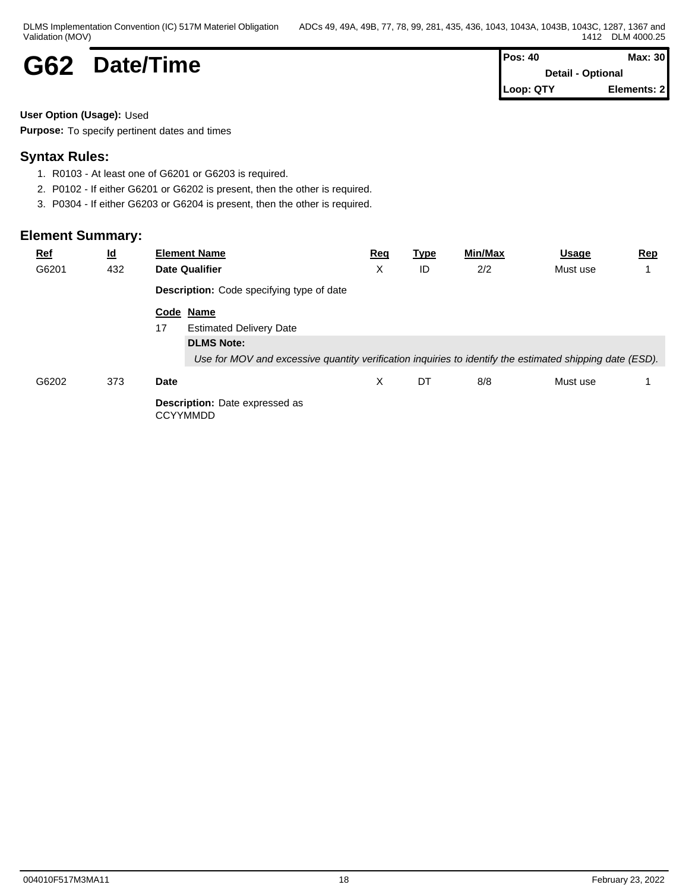# G62 Date/Time

| Pos: 40 | Max: 30 |
|---|---|
| Detail - Optional | |
| Loop: QTY | Elements: 2 |

**User Option (Usage):** Used

**Purpose:** To specify pertinent dates and times

## Syntax Rules:

1. R0103 - At least one of G6201 or G6203 is required.
2. P0102 - If either G6201 or G6202 is present, then the other is required.
3. P0304 - If either G6203 or G6204 is present, then the other is required.

## Element Summary:

| Ref | Id | Element Name | Req | Type | Min/Max | Usage | Rep |
|---|---|---|---|---|---|---|---|
| G6201 | 432 | **Date Qualifier** | X | ID | 2/2 | Must use | 1 |
| | | **Description:** Code specifying type of date | | | | | |
| | | **Code** **Name** | | | | | |
| | | 17 Estimated Delivery Date | | | | | |
| | | **DLMS Note:** *Use for MOV and excessive quantity verification inquiries to identify the estimated shipping date (ESD).* | | | | | |
| G6202 | 373 | **Date** | X | DT | 8/8 | Must use | 1 |
| | | **Description:** Date expressed as CCYYMMDD | | | | | |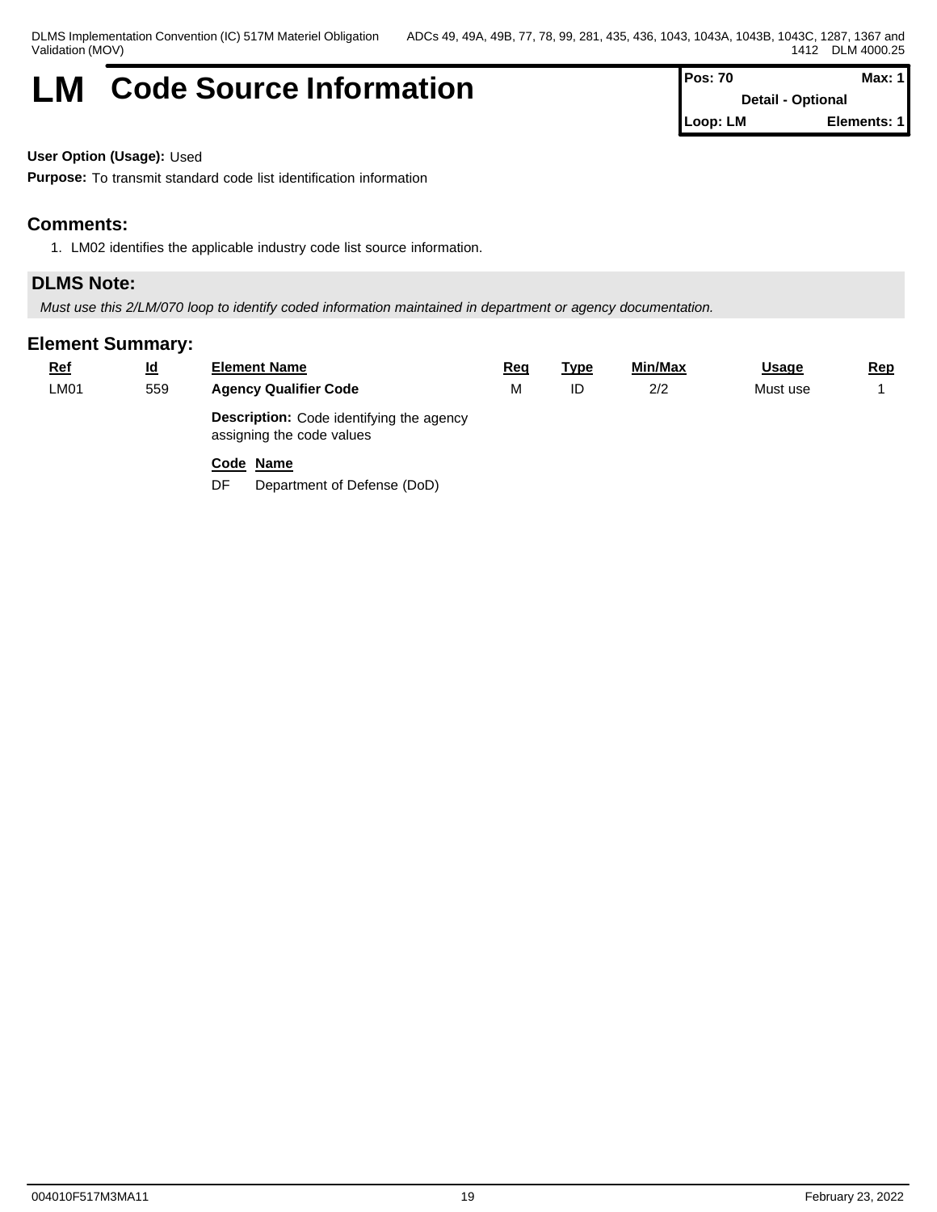# LM Code Source Information

| Pos: 70 | Max: 1 |
|---|---|
| Detail - Optional | |
| Loop: LM | Elements: 1 |

**User Option (Usage):** Used

**Purpose:** To transmit standard code list identification information

## Comments:

1. LM02 identifies the applicable industry code list source information.

## DLMS Note:

*Must use this 2/LM/070 loop to identify coded information maintained in department or agency documentation.*

## Element Summary:

| Ref | Id | Element Name | Req | Type | Min/Max | Usage | Rep |
|---|---|---|---|---|---|---|---|
| LM01 | 559 | **Agency Qualifier Code** | M | ID | 2/2 | Must use | 1 |
| | | **Description:** Code identifying the agency assigning the code values | | | | | |
| | | **Code Name** | | | | | |
| | | DF Department of Defense (DoD) | | | | | |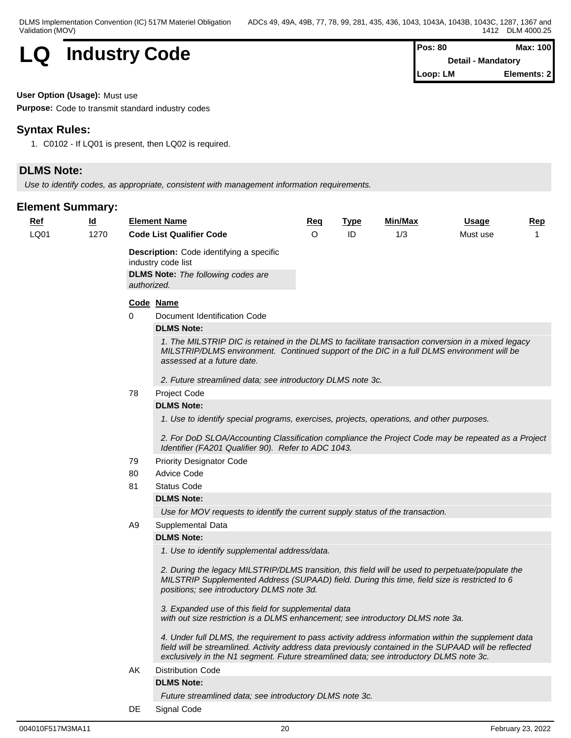# LQ Industry Code

| Pos: 80 | Max: 100 |
|---|---|
| Detail - Mandatory | |
| Loop: LM | Elements: 2 |

**User Option (Usage):** Must use

**Purpose:** Code to transmit standard industry codes

## Syntax Rules:

1. C0102 - If LQ01 is present, then LQ02 is required.

## DLMS Note:

*Use to identify codes, as appropriate, consistent with management information requirements.*

## Element Summary:

| Ref | Id | Element Name | Req | Type | Min/Max | Usage | Rep |
|---|---|---|---|---|---|---|---|
| LQ01 | 1270 | **Code List Qualifier Code** | O | ID | 1/3 | Must use | 1 |

**Description:** Code identifying a specific industry code list

**DLMS Note:** *The following codes are authorized.*

| Code | Name |
|---|---|
| 0 | Document Identification Code |
| 78 | Project Code |
| 79 | Priority Designator Code |
| 80 | Advice Code |
| 81 | Status Code |
| A9 | Supplemental Data |
| AK | Distribution Code |
| DE | Signal Code |

**0 Document Identification Code**

**DLMS Note:**

*1. The MILSTRIP DIC is retained in the DLMS to facilitate transaction conversion in a mixed legacy MILSTRIP/DLMS environment. Continued support of the DIC in a full DLMS environment will be assessed at a future date.*

*2. Future streamlined data; see introductory DLMS note 3c.*

**78 Project Code**

**DLMS Note:**

*1. Use to identify special programs, exercises, projects, operations, and other purposes.*

*2. For DoD SLOA/Accounting Classification compliance the Project Code may be repeated as a Project Identifier (FA201 Qualifier 90). Refer to ADC 1043.*

**79 Priority Designator Code**

**80 Advice Code**

**81 Status Code**

**DLMS Note:**

*Use for MOV requests to identify the current supply status of the transaction.*

**A9 Supplemental Data**

**DLMS Note:**

*1. Use to identify supplemental address/data.*

*2. During the legacy MILSTRIP/DLMS transition, this field will be used to perpetuate/populate the MILSTRIP Supplemented Address (SUPAAD) field. During this time, field size is restricted to 6 positions; see introductory DLMS note 3d.*

*3. Expanded use of this field for supplemental data with out size restriction is a DLMS enhancement; see introductory DLMS note 3a.*

*4. Under full DLMS, the requirement to pass activity address information within the supplement data field will be streamlined. Activity address data previously contained in the SUPAAD will be reflected exclusively in the N1 segment. Future streamlined data; see introductory DLMS note 3c.*

**AK Distribution Code**

**DLMS Note:**

*Future streamlined data; see introductory DLMS note 3c.*

**DE Signal Code**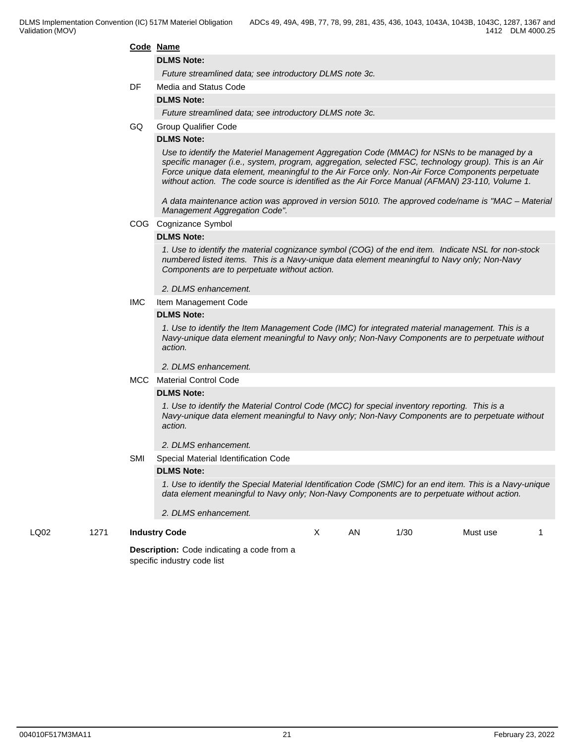**Code Name**

**DLMS Note:**

*Future streamlined data; see introductory DLMS note 3c.*

DF Media and Status Code

**DLMS Note:**

*Future streamlined data; see introductory DLMS note 3c.*

GQ Group Qualifier Code

**DLMS Note:**

*Use to identify the Materiel Management Aggregation Code (MMAC) for NSNs to be managed by a specific manager (i.e., system, program, aggregation, selected FSC, technology group). This is an Air Force unique data element, meaningful to the Air Force only. Non-Air Force Components perpetuate without action. The code source is identified as the Air Force Manual (AFMAN) 23-110, Volume 1.*

*A data maintenance action was approved in version 5010. The approved code/name is "MAC – Material Management Aggregation Code".*

COG Cognizance Symbol

**DLMS Note:**

*1. Use to identify the material cognizance symbol (COG) of the end item. Indicate NSL for non-stock numbered listed items. This is a Navy-unique data element meaningful to Navy only; Non-Navy Components are to perpetuate without action.*

*2. DLMS enhancement.*

IMC Item Management Code

**DLMS Note:**

*1. Use to identify the Item Management Code (IMC) for integrated material management. This is a Navy-unique data element meaningful to Navy only; Non-Navy Components are to perpetuate without action.*

*2. DLMS enhancement.*

MCC Material Control Code

**DLMS Note:**

*1. Use to identify the Material Control Code (MCC) for special inventory reporting. This is a Navy-unique data element meaningful to Navy only; Non-Navy Components are to perpetuate without action.*

*2. DLMS enhancement.*

SMI Special Material Identification Code

**DLMS Note:**

*1. Use to identify the Special Material Identification Code (SMIC) for an end item. This is a Navy-unique data element meaningful to Navy only; Non-Navy Components are to perpetuate without action.*

*2. DLMS enhancement.*

| LQ02 | 1271 | **Industry Code** | X | AN | 1/30 | Must use | 1 |
|---|---|---|---|---|---|---|---|

**Description:** Code indicating a code from a specific industry code list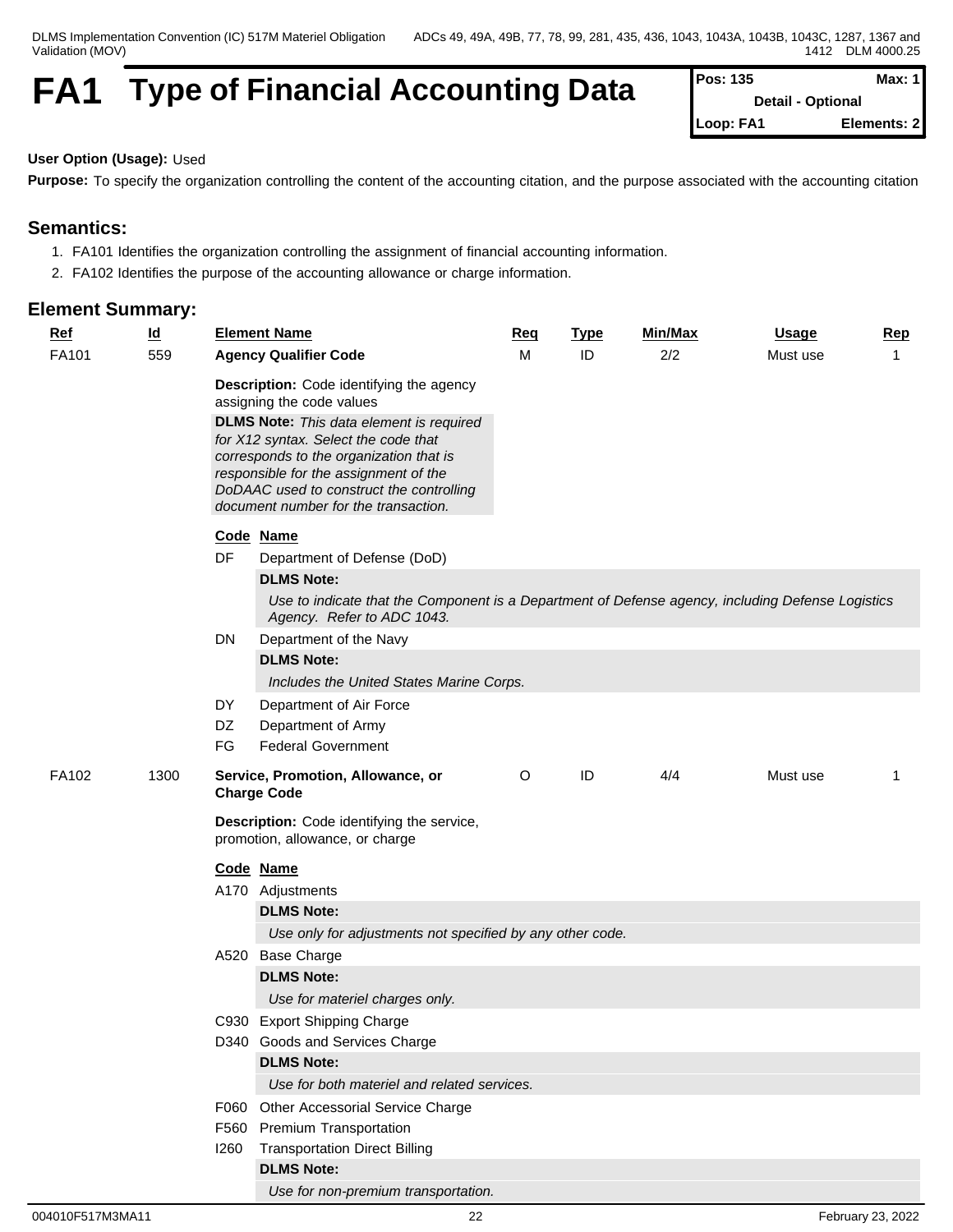# FA1 Type of Financial Accounting Data

| Pos: 135 | Max: 1 |
|---|---|
| Detail - Optional | |
| Loop: FA1 | Elements: 2 |

**User Option (Usage):** Used

**Purpose:** To specify the organization controlling the content of the accounting citation, and the purpose associated with the accounting citation

## Semantics:

1. FA101 Identifies the organization controlling the assignment of financial accounting information.
2. FA102 Identifies the purpose of the accounting allowance or charge information.

## Element Summary:

| Ref | Id | Element Name | Req | Type | Min/Max | Usage | Rep |
|---|---|---|---|---|---|---|---|
| FA101 | 559 | **Agency Qualifier Code** | M | ID | 2/2 | Must use | 1 |

**Description:** Code identifying the agency assigning the code values

**DLMS Note:** *This data element is required for X12 syntax. Select the code that corresponds to the organization that is responsible for the assignment of the DoDAAC used to construct the controlling document number for the transaction.*

| Code | Name |
|---|---|
| DF | Department of Defense (DoD) |
| DN | Department of the Navy |
| DY | Department of Air Force |
| DZ | Department of Army |
| FG | Federal Government |

- **DF** — **DLMS Note:** *Use to indicate that the Component is a Department of Defense agency, including Defense Logistics Agency. Refer to ADC 1043.*
- **DN** — **DLMS Note:** *Includes the United States Marine Corps.*

| Ref | Id | Element Name | Req | Type | Min/Max | Usage | Rep |
|---|---|---|---|---|---|---|---|
| FA102 | 1300 | **Service, Promotion, Allowance, or Charge Code** | O | ID | 4/4 | Must use | 1 |

**Description:** Code identifying the service, promotion, allowance, or charge

| Code | Name |
|---|---|
| A170 | Adjustments |
| A520 | Base Charge |
| C930 | Export Shipping Charge |
| D340 | Goods and Services Charge |
| F060 | Other Accessorial Service Charge |
| F560 | Premium Transportation |
| I260 | Transportation Direct Billing |

- **A170** — **DLMS Note:** *Use only for adjustments not specified by any other code.*
- **A520** — **DLMS Note:** *Use for materiel charges only.*
- **D340** — **DLMS Note:** *Use for both materiel and related services.*
- **I260** — **DLMS Note:** *Use for non-premium transportation.*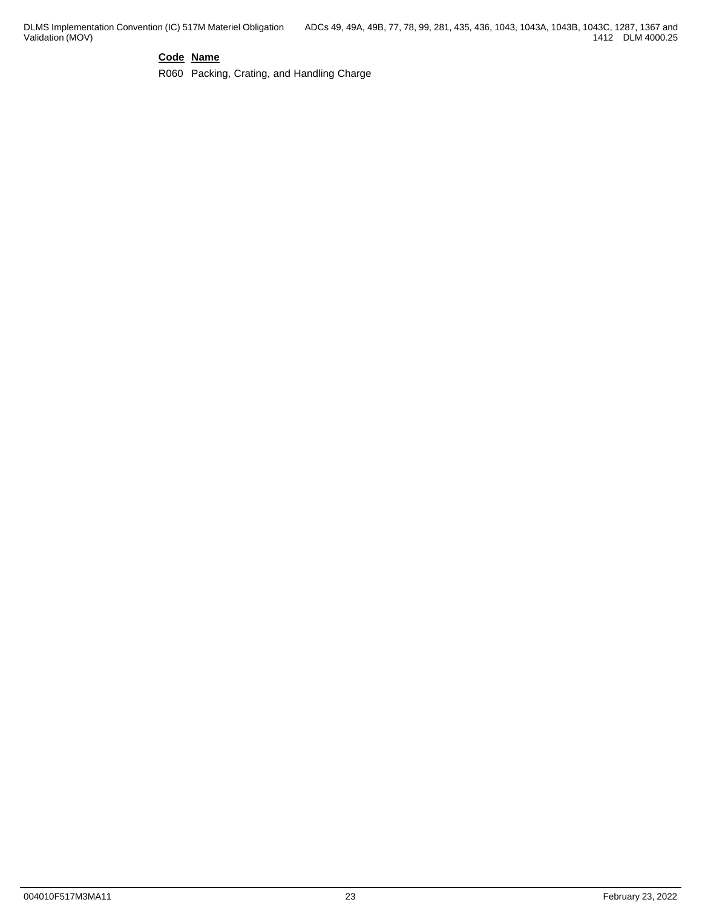| Code | Name |
| --- | --- |
| R060 | Packing, Crating, and Handling Charge |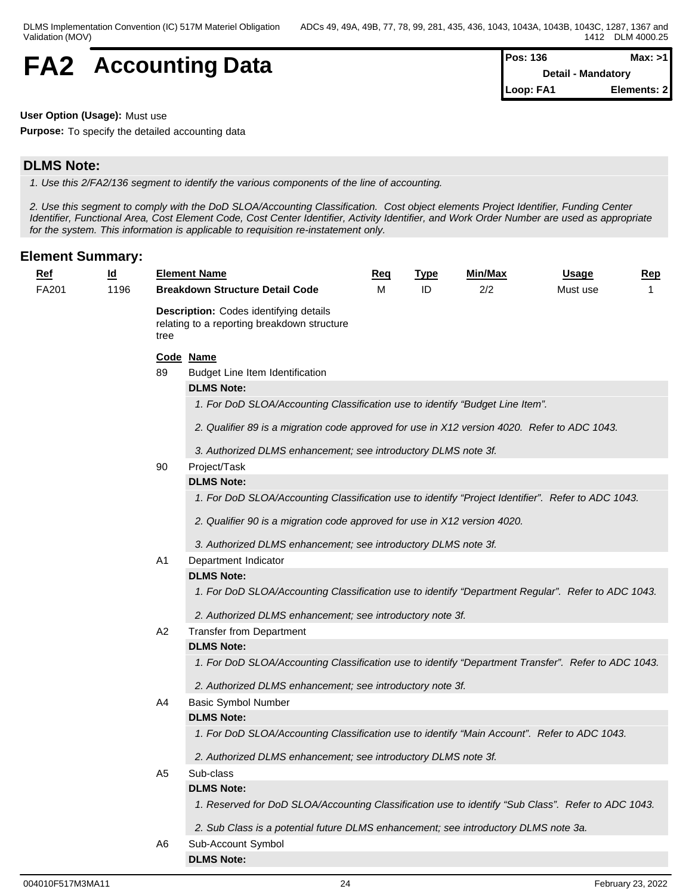# FA2 Accounting Data

| Pos: 136 | Max: >1 |
|---|---|
| Detail - Mandatory | |
| Loop: FA1 | Elements: 2 |

**User Option (Usage):** Must use

**Purpose:** To specify the detailed accounting data

## DLMS Note:

*1. Use this 2/FA2/136 segment to identify the various components of the line of accounting.*

*2. Use this segment to comply with the DoD SLOA/Accounting Classification. Cost object elements Project Identifier, Funding Center Identifier, Functional Area, Cost Element Code, Cost Center Identifier, Activity Identifier, and Work Order Number are used as appropriate for the system. This information is applicable to requisition re-instatement only.*

## Element Summary:

| Ref | Id | Element Name | Req | Type | Min/Max | Usage | Rep |
|---|---|---|---|---|---|---|---|
| FA201 | 1196 | **Breakdown Structure Detail Code** | M | ID | 2/2 | Must use | 1 |

**Description:** Codes identifying details relating to a reporting breakdown structure tree

| Code | Name |
|---|---|
| 89 | Budget Line Item Identification |

**DLMS Note:**

*1. For DoD SLOA/Accounting Classification use to identify "Budget Line Item".*

*2. Qualifier 89 is a migration code approved for use in X12 version 4020. Refer to ADC 1043.*

*3. Authorized DLMS enhancement; see introductory DLMS note 3f.*

| Code | Name |
|---|---|
| 90 | Project/Task |

**DLMS Note:**

*1. For DoD SLOA/Accounting Classification use to identify "Project Identifier". Refer to ADC 1043.*

*2. Qualifier 90 is a migration code approved for use in X12 version 4020.*

*3. Authorized DLMS enhancement; see introductory DLMS note 3f.*

| Code | Name |
|---|---|
| A1 | Department Indicator |

**DLMS Note:**

*1. For DoD SLOA/Accounting Classification use to identify "Department Regular". Refer to ADC 1043.*

*2. Authorized DLMS enhancement; see introductory note 3f.*

| Code | Name |
|---|---|
| A2 | Transfer from Department |

**DLMS Note:**

*1. For DoD SLOA/Accounting Classification use to identify "Department Transfer". Refer to ADC 1043.*

*2. Authorized DLMS enhancement; see introductory note 3f.*

| Code | Name |
|---|---|
| A4 | Basic Symbol Number |

**DLMS Note:**

*1. For DoD SLOA/Accounting Classification use to identify "Main Account". Refer to ADC 1043.*

*2. Authorized DLMS enhancement; see introductory DLMS note 3f.*

| Code | Name |
|---|---|
| A5 | Sub-class |

**DLMS Note:**

*1. Reserved for DoD SLOA/Accounting Classification use to identify "Sub Class". Refer to ADC 1043.*

*2. Sub Class is a potential future DLMS enhancement; see introductory DLMS note 3a.*

| Code | Name |
|---|---|
| A6 | Sub-Account Symbol |

**DLMS Note:**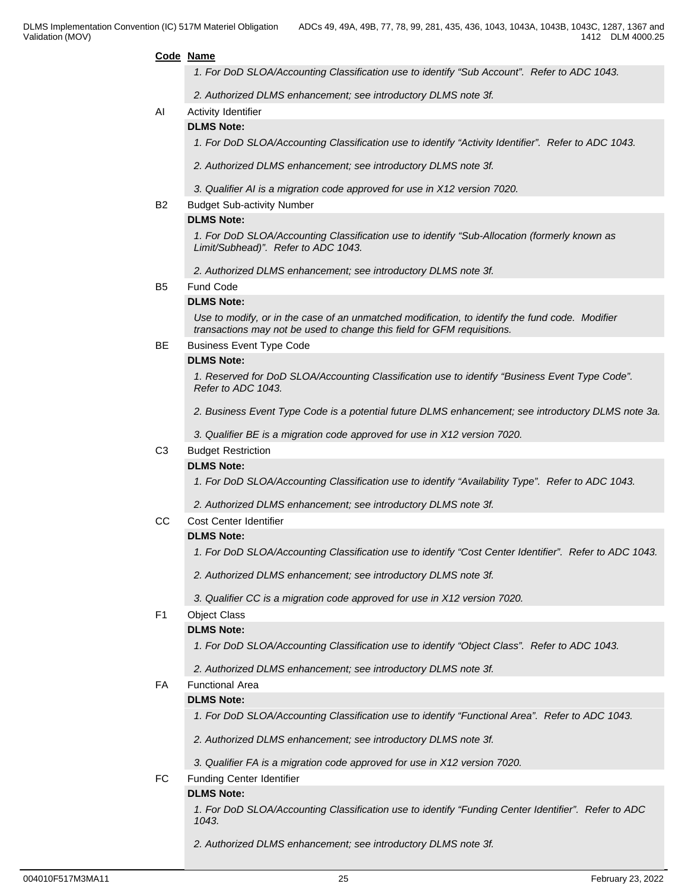**Code** **Name**

*1. For DoD SLOA/Accounting Classification use to identify "Sub Account". Refer to ADC 1043.*

*2. Authorized DLMS enhancement; see introductory DLMS note 3f.*

AI Activity Identifier

**DLMS Note:**

*1. For DoD SLOA/Accounting Classification use to identify "Activity Identifier". Refer to ADC 1043.*

*2. Authorized DLMS enhancement; see introductory DLMS note 3f.*

*3. Qualifier AI is a migration code approved for use in X12 version 7020.*

B2 Budget Sub-activity Number

**DLMS Note:**

*1. For DoD SLOA/Accounting Classification use to identify "Sub-Allocation (formerly known as Limit/Subhead)". Refer to ADC 1043.*

*2. Authorized DLMS enhancement; see introductory DLMS note 3f.*

B5 Fund Code

**DLMS Note:**

*Use to modify, or in the case of an unmatched modification, to identify the fund code. Modifier transactions may not be used to change this field for GFM requisitions.*

BE Business Event Type Code

**DLMS Note:**

*1. Reserved for DoD SLOA/Accounting Classification use to identify "Business Event Type Code". Refer to ADC 1043.*

*2. Business Event Type Code is a potential future DLMS enhancement; see introductory DLMS note 3a.*

*3. Qualifier BE is a migration code approved for use in X12 version 7020.*

C3 Budget Restriction

**DLMS Note:**

*1. For DoD SLOA/Accounting Classification use to identify "Availability Type". Refer to ADC 1043.*

*2. Authorized DLMS enhancement; see introductory DLMS note 3f.*

CC Cost Center Identifier

**DLMS Note:**

*1. For DoD SLOA/Accounting Classification use to identify "Cost Center Identifier". Refer to ADC 1043.*

*2. Authorized DLMS enhancement; see introductory DLMS note 3f.*

*3. Qualifier CC is a migration code approved for use in X12 version 7020.*

F1 Object Class

**DLMS Note:**

*1. For DoD SLOA/Accounting Classification use to identify "Object Class". Refer to ADC 1043.*

*2. Authorized DLMS enhancement; see introductory DLMS note 3f.*

FA Functional Area

**DLMS Note:**

*1. For DoD SLOA/Accounting Classification use to identify "Functional Area". Refer to ADC 1043.*

*2. Authorized DLMS enhancement; see introductory DLMS note 3f.*

*3. Qualifier FA is a migration code approved for use in X12 version 7020.*

FC Funding Center Identifier

**DLMS Note:**

*1. For DoD SLOA/Accounting Classification use to identify "Funding Center Identifier". Refer to ADC 1043.*

*2. Authorized DLMS enhancement; see introductory DLMS note 3f.*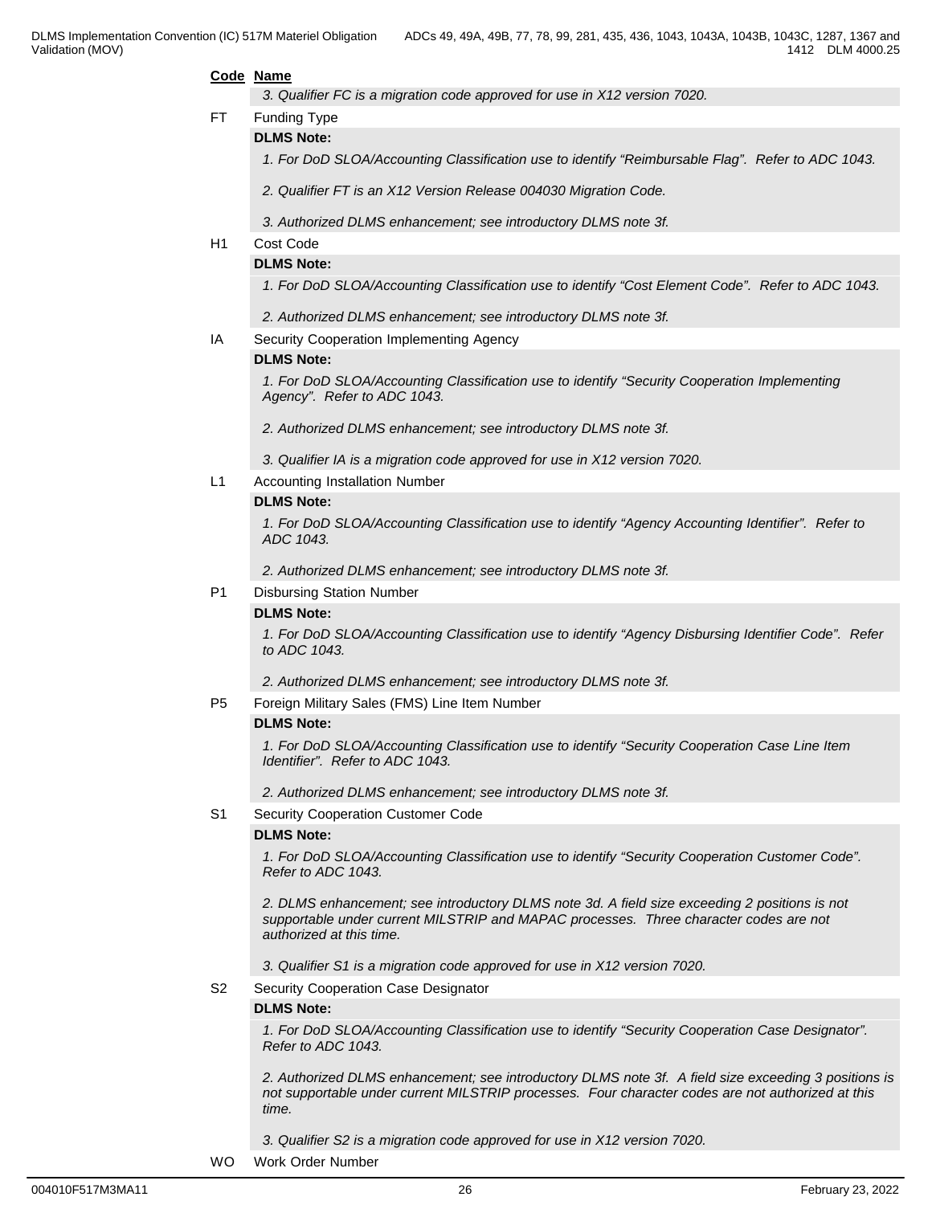**Code Name**

*3. Qualifier FC is a migration code approved for use in X12 version 7020.*

FT Funding Type

**DLMS Note:**

*1. For DoD SLOA/Accounting Classification use to identify "Reimbursable Flag". Refer to ADC 1043.*

*2. Qualifier FT is an X12 Version Release 004030 Migration Code.*

*3. Authorized DLMS enhancement; see introductory DLMS note 3f.*

H1 Cost Code

**DLMS Note:**

*1. For DoD SLOA/Accounting Classification use to identify "Cost Element Code". Refer to ADC 1043.*

*2. Authorized DLMS enhancement; see introductory DLMS note 3f.*

IA Security Cooperation Implementing Agency

**DLMS Note:**

*1. For DoD SLOA/Accounting Classification use to identify "Security Cooperation Implementing Agency". Refer to ADC 1043.*

*2. Authorized DLMS enhancement; see introductory DLMS note 3f.*

*3. Qualifier IA is a migration code approved for use in X12 version 7020.*

L1 Accounting Installation Number

**DLMS Note:**

*1. For DoD SLOA/Accounting Classification use to identify "Agency Accounting Identifier". Refer to ADC 1043.*

*2. Authorized DLMS enhancement; see introductory DLMS note 3f.*

P1 Disbursing Station Number

**DLMS Note:**

*1. For DoD SLOA/Accounting Classification use to identify "Agency Disbursing Identifier Code". Refer to ADC 1043.*

*2. Authorized DLMS enhancement; see introductory DLMS note 3f.*

P5 Foreign Military Sales (FMS) Line Item Number

**DLMS Note:**

*1. For DoD SLOA/Accounting Classification use to identify "Security Cooperation Case Line Item Identifier". Refer to ADC 1043.*

*2. Authorized DLMS enhancement; see introductory DLMS note 3f.*

S1 Security Cooperation Customer Code

**DLMS Note:**

*1. For DoD SLOA/Accounting Classification use to identify "Security Cooperation Customer Code". Refer to ADC 1043.*

*2. DLMS enhancement; see introductory DLMS note 3d. A field size exceeding 2 positions is not supportable under current MILSTRIP and MAPAC processes. Three character codes are not authorized at this time.*

*3. Qualifier S1 is a migration code approved for use in X12 version 7020.*

S2 Security Cooperation Case Designator

**DLMS Note:**

*1. For DoD SLOA/Accounting Classification use to identify "Security Cooperation Case Designator". Refer to ADC 1043.*

*2. Authorized DLMS enhancement; see introductory DLMS note 3f. A field size exceeding 3 positions is not supportable under current MILSTRIP processes. Four character codes are not authorized at this time.*

*3. Qualifier S2 is a migration code approved for use in X12 version 7020.*

WO Work Order Number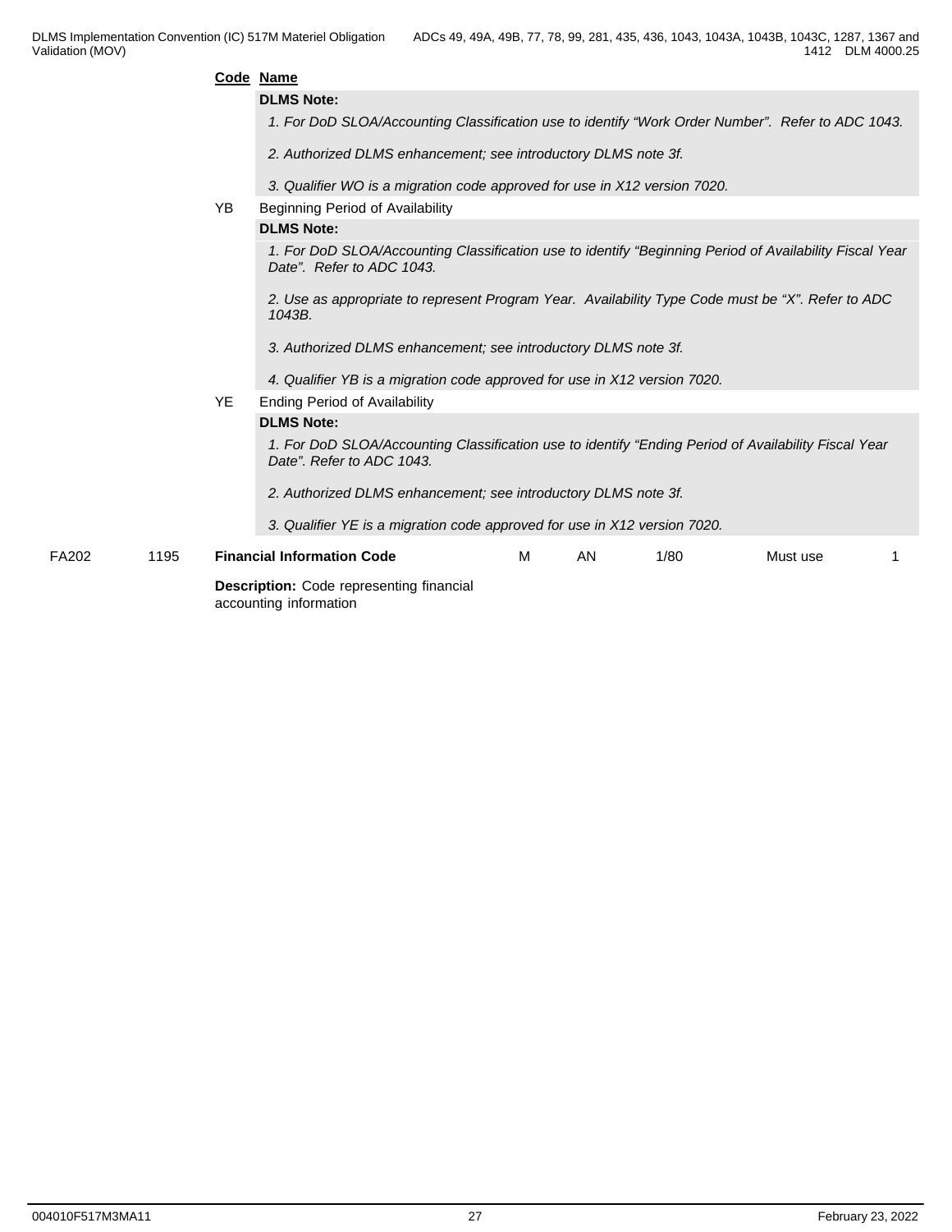**Code Name**

**DLMS Note:**

*1. For DoD SLOA/Accounting Classification use to identify "Work Order Number". Refer to ADC 1043.*

*2. Authorized DLMS enhancement; see introductory DLMS note 3f.*

*3. Qualifier WO is a migration code approved for use in X12 version 7020.*

YB Beginning Period of Availability

**DLMS Note:**

*1. For DoD SLOA/Accounting Classification use to identify "Beginning Period of Availability Fiscal Year Date". Refer to ADC 1043.*

*2. Use as appropriate to represent Program Year. Availability Type Code must be "X". Refer to ADC 1043B.*

*3. Authorized DLMS enhancement; see introductory DLMS note 3f.*

*4. Qualifier YB is a migration code approved for use in X12 version 7020.*

YE Ending Period of Availability

**DLMS Note:**

*1. For DoD SLOA/Accounting Classification use to identify "Ending Period of Availability Fiscal Year Date". Refer to ADC 1043.*

*2. Authorized DLMS enhancement; see introductory DLMS note 3f.*

*3. Qualifier YE is a migration code approved for use in X12 version 7020.*

| | | | | | | | |
|---|---|---|---|---|---|---|---|
| FA202 | 1195 | **Financial Information Code** | M | AN | 1/80 | Must use | 1 |

**Description:** Code representing financial accounting information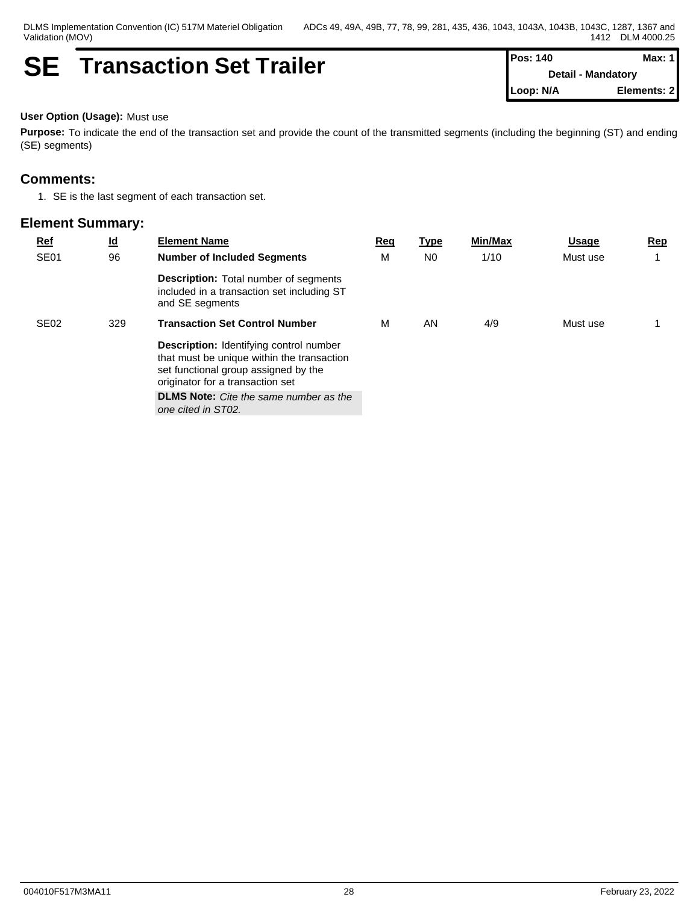# SE Transaction Set Trailer

| Pos: 140 | Max: 1 |
|---|---|
| Detail - Mandatory | |
| Loop: N/A | Elements: 2 |

**User Option (Usage):** Must use

**Purpose:** To indicate the end of the transaction set and provide the count of the transmitted segments (including the beginning (ST) and ending (SE) segments)

## Comments:

1. SE is the last segment of each transaction set.

## Element Summary:

| Ref | Id | Element Name | Req | Type | Min/Max | Usage | Rep |
|---|---|---|---|---|---|---|---|
| SE01 | 96 | **Number of Included Segments**<br>**Description:** Total number of segments included in a transaction set including ST and SE segments | M | N0 | 1/10 | Must use | 1 |
| SE02 | 329 | **Transaction Set Control Number**<br>**Description:** Identifying control number that must be unique within the transaction set functional group assigned by the originator for a transaction set<br>**DLMS Note:** *Cite the same number as the one cited in ST02.* | M | AN | 4/9 | Must use | 1 |